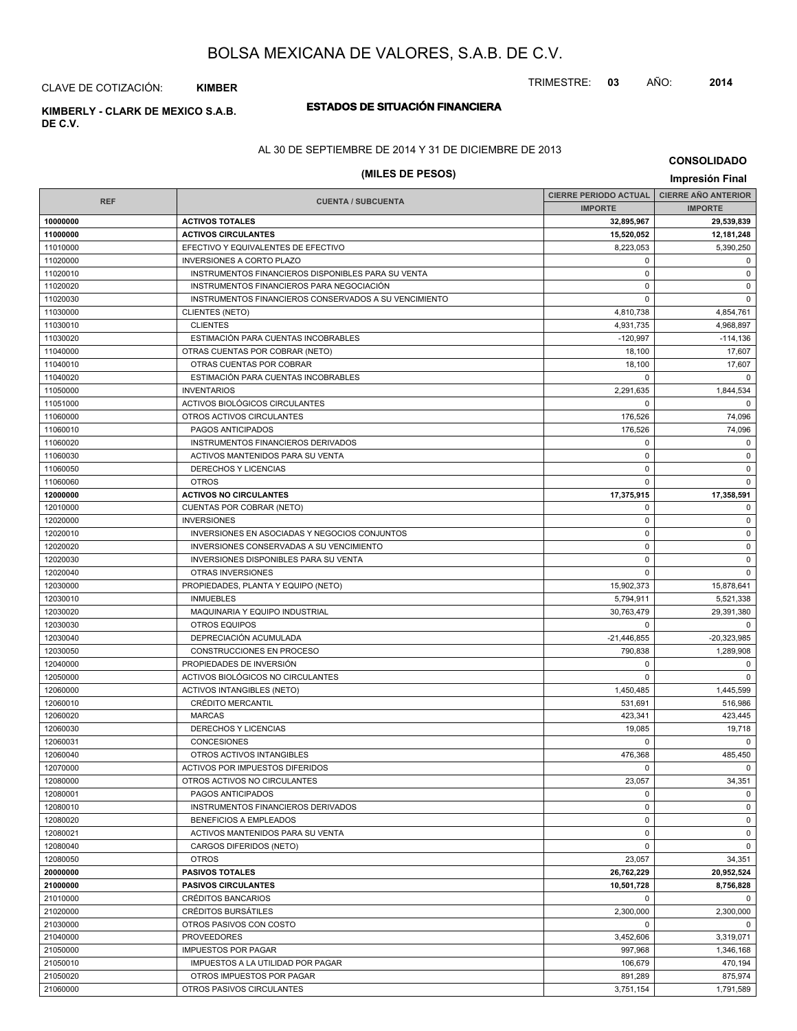# BOLSA MEXICANA DE VALORES, S.A.B. DE C.V.

CLAVE DE COTIZACIÓN: **KIMBER**

TRIMESTRE: **03** AÑO: **2014**

**KIMBERLY - CLARK DE MEXICO S.A.B. DE C.V.**

## ESTADOS DE SITUACIÓN FINANCIERA

AL 30 DE SEPTIEMBRE DE 2014 Y 31 DE DICIEMBRE DE 2013

**(MILES DE PESOS)**

**CONSOLIDADO**

**Impresión Final**

| REF | CUENTA / SUBCUENTA | CIERRE PERIODO ACTUAL | CIERRE AÑO ANTERIOR |
|---|---|---|---|
| | | IMPORTE | IMPORTE |
| **10000000** | **ACTIVOS TOTALES** | **32,895,967** | **29,539,839** |
| **11000000** | **ACTIVOS CIRCULANTES** | **15,520,052** | **12,181,248** |
| 11010000 | EFECTIVO Y EQUIVALENTES DE EFECTIVO | 8,223,053 | 5,390,250 |
| 11020000 | INVERSIONES A CORTO PLAZO | 0 | 0 |
| 11020010 | INSTRUMENTOS FINANCIEROS DISPONIBLES PARA SU VENTA | 0 | 0 |
| 11020020 | INSTRUMENTOS FINANCIEROS PARA NEGOCIACIÓN | 0 | 0 |
| 11020030 | INSTRUMENTOS FINANCIEROS CONSERVADOS A SU VENCIMIENTO | 0 | 0 |
| 11030000 | CLIENTES (NETO) | 4,810,738 | 4,854,761 |
| 11030010 | CLIENTES | 4,931,735 | 4,968,897 |
| 11030020 | ESTIMACIÓN PARA CUENTAS INCOBRABLES | -120,997 | -114,136 |
| 11040000 | OTRAS CUENTAS POR COBRAR (NETO) | 18,100 | 17,607 |
| 11040010 | OTRAS CUENTAS POR COBRAR | 18,100 | 17,607 |
| 11040020 | ESTIMACIÓN PARA CUENTAS INCOBRABLES | 0 | 0 |
| 11050000 | INVENTARIOS | 2,291,635 | 1,844,534 |
| 11051000 | ACTIVOS BIOLÓGICOS CIRCULANTES | 0 | 0 |
| 11060000 | OTROS ACTIVOS CIRCULANTES | 176,526 | 74,096 |
| 11060010 | PAGOS ANTICIPADOS | 176,526 | 74,096 |
| 11060020 | INSTRUMENTOS FINANCIEROS DERIVADOS | 0 | 0 |
| 11060030 | ACTIVOS MANTENIDOS PARA SU VENTA | 0 | 0 |
| 11060050 | DERECHOS Y LICENCIAS | 0 | 0 |
| 11060060 | OTROS | 0 | 0 |
| **12000000** | **ACTIVOS NO CIRCULANTES** | **17,375,915** | **17,358,591** |
| 12010000 | CUENTAS POR COBRAR (NETO) | 0 | 0 |
| 12020000 | INVERSIONES | 0 | 0 |
| 12020010 | INVERSIONES EN ASOCIADAS Y NEGOCIOS CONJUNTOS | 0 | 0 |
| 12020020 | INVERSIONES CONSERVADAS A SU VENCIMIENTO | 0 | 0 |
| 12020030 | INVERSIONES DISPONIBLES PARA SU VENTA | 0 | 0 |
| 12020040 | OTRAS INVERSIONES | 0 | 0 |
| 12030000 | PROPIEDADES, PLANTA Y EQUIPO (NETO) | 15,902,373 | 15,878,641 |
| 12030010 | INMUEBLES | 5,794,911 | 5,521,338 |
| 12030020 | MAQUINARIA Y EQUIPO INDUSTRIAL | 30,763,479 | 29,391,380 |
| 12030030 | OTROS EQUIPOS | 0 | 0 |
| 12030040 | DEPRECIACIÓN ACUMULADA | -21,446,855 | -20,323,985 |
| 12030050 | CONSTRUCCIONES EN PROCESO | 790,838 | 1,289,908 |
| 12040000 | PROPIEDADES DE INVERSIÓN | 0 | 0 |
| 12050000 | ACTIVOS BIOLÓGICOS NO CIRCULANTES | 0 | 0 |
| 12060000 | ACTIVOS INTANGIBLES (NETO) | 1,450,485 | 1,445,599 |
| 12060010 | CRÉDITO MERCANTIL | 531,691 | 516,986 |
| 12060020 | MARCAS | 423,341 | 423,445 |
| 12060030 | DERECHOS Y LICENCIAS | 19,085 | 19,718 |
| 12060031 | CONCESIONES | 0 | 0 |
| 12060040 | OTROS ACTIVOS INTANGIBLES | 476,368 | 485,450 |
| 12070000 | ACTIVOS POR IMPUESTOS DIFERIDOS | 0 | 0 |
| 12080000 | OTROS ACTIVOS NO CIRCULANTES | 23,057 | 34,351 |
| 12080001 | PAGOS ANTICIPADOS | 0 | 0 |
| 12080010 | INSTRUMENTOS FINANCIEROS DERIVADOS | 0 | 0 |
| 12080020 | BENEFICIOS A EMPLEADOS | 0 | 0 |
| 12080021 | ACTIVOS MANTENIDOS PARA SU VENTA | 0 | 0 |
| 12080040 | CARGOS DIFERIDOS (NETO) | 0 | 0 |
| 12080050 | OTROS | 23,057 | 34,351 |
| **20000000** | **PASIVOS TOTALES** | **26,762,229** | **20,952,524** |
| **21000000** | **PASIVOS CIRCULANTES** | **10,501,728** | **8,756,828** |
| 21010000 | CRÉDITOS BANCARIOS | 0 | 0 |
| 21020000 | CRÉDITOS BURSÁTILES | 2,300,000 | 2,300,000 |
| 21030000 | OTROS PASIVOS CON COSTO | 0 | 0 |
| 21040000 | PROVEEDORES | 3,452,606 | 3,319,071 |
| 21050000 | IMPUESTOS POR PAGAR | 997,968 | 1,346,168 |
| 21050010 | IMPUESTOS A LA UTILIDAD POR PAGAR | 106,679 | 470,194 |
| 21050020 | OTROS IMPUESTOS POR PAGAR | 891,289 | 875,974 |
| 21060000 | OTROS PASIVOS CIRCULANTES | 3,751,154 | 1,791,589 |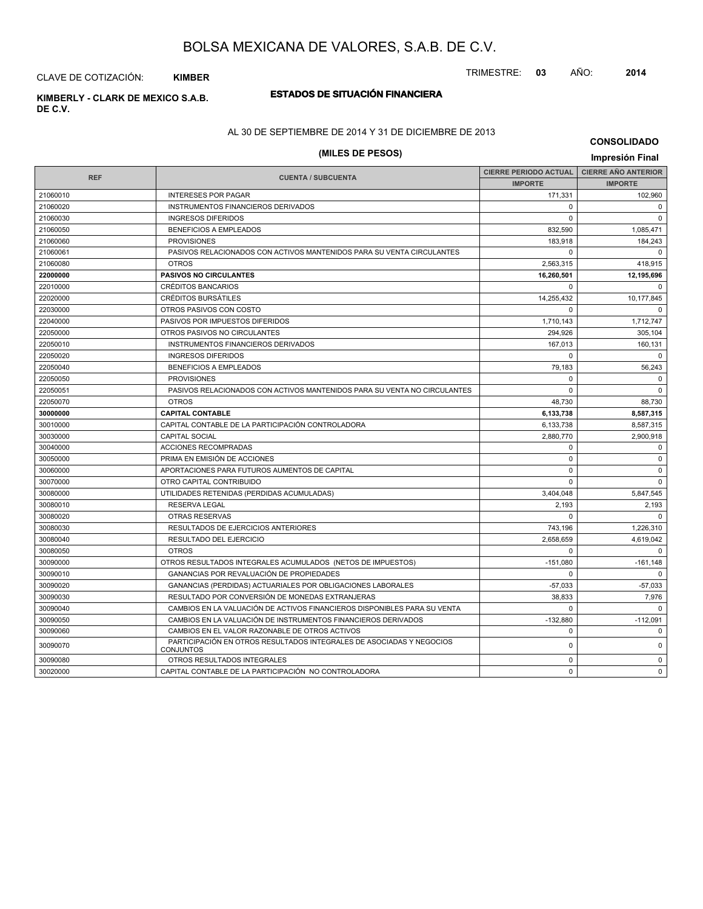# BOLSA MEXICANA DE VALORES, S.A.B. DE C.V.

CLAVE DE COTIZACIÓN: **KIMBER**

TRIMESTRE: **03** AÑO: **2014**

**KIMBERLY - CLARK DE MEXICO S.A.B. DE C.V.**

## ESTADOS DE SITUACIÓN FINANCIERA

AL 30 DE SEPTIEMBRE DE 2014 Y 31 DE DICIEMBRE DE 2013

**(MILES DE PESOS)**

**CONSOLIDADO**

**Impresión Final**

| REF | CUENTA / SUBCUENTA | CIERRE PERIODO ACTUAL IMPORTE | CIERRE AÑO ANTERIOR IMPORTE |
|---|---|---|---|
| 21060010 | INTERESES POR PAGAR | 171,331 | 102,960 |
| 21060020 | INSTRUMENTOS FINANCIEROS DERIVADOS | 0 | 0 |
| 21060030 | INGRESOS DIFERIDOS | 0 | 0 |
| 21060050 | BENEFICIOS A EMPLEADOS | 832,590 | 1,085,471 |
| 21060060 | PROVISIONES | 183,918 | 184,243 |
| 21060061 | PASIVOS RELACIONADOS CON ACTIVOS MANTENIDOS PARA SU VENTA CIRCULANTES | 0 | 0 |
| 21060080 | OTROS | 2,563,315 | 418,915 |
| **22000000** | **PASIVOS NO CIRCULANTES** | **16,260,501** | **12,195,696** |
| 22010000 | CRÉDITOS BANCARIOS | 0 | 0 |
| 22020000 | CRÉDITOS BURSÁTILES | 14,255,432 | 10,177,845 |
| 22030000 | OTROS PASIVOS CON COSTO | 0 | 0 |
| 22040000 | PASIVOS POR IMPUESTOS DIFERIDOS | 1,710,143 | 1,712,747 |
| 22050000 | OTROS PASIVOS NO CIRCULANTES | 294,926 | 305,104 |
| 22050010 | INSTRUMENTOS FINANCIEROS DERIVADOS | 167,013 | 160,131 |
| 22050020 | INGRESOS DIFERIDOS | 0 | 0 |
| 22050040 | BENEFICIOS A EMPLEADOS | 79,183 | 56,243 |
| 22050050 | PROVISIONES | 0 | 0 |
| 22050051 | PASIVOS RELACIONADOS CON ACTIVOS MANTENIDOS PARA SU VENTA NO CIRCULANTES | 0 | 0 |
| 22050070 | OTROS | 48,730 | 88,730 |
| **30000000** | **CAPITAL CONTABLE** | **6,133,738** | **8,587,315** |
| 30010000 | CAPITAL CONTABLE DE LA PARTICIPACIÓN CONTROLADORA | 6,133,738 | 8,587,315 |
| 30030000 | CAPITAL SOCIAL | 2,880,770 | 2,900,918 |
| 30040000 | ACCIONES RECOMPRADAS | 0 | 0 |
| 30050000 | PRIMA EN EMISIÓN DE ACCIONES | 0 | 0 |
| 30060000 | APORTACIONES PARA FUTUROS AUMENTOS DE CAPITAL | 0 | 0 |
| 30070000 | OTRO CAPITAL CONTRIBUIDO | 0 | 0 |
| 30080000 | UTILIDADES RETENIDAS (PERDIDAS ACUMULADAS) | 3,404,048 | 5,847,545 |
| 30080010 | RESERVA LEGAL | 2,193 | 2,193 |
| 30080020 | OTRAS RESERVAS | 0 | 0 |
| 30080030 | RESULTADOS DE EJERCICIOS ANTERIORES | 743,196 | 1,226,310 |
| 30080040 | RESULTADO DEL EJERCICIO | 2,658,659 | 4,619,042 |
| 30080050 | OTROS | 0 | 0 |
| 30090000 | OTROS RESULTADOS INTEGRALES ACUMULADOS (NETOS DE IMPUESTOS) | -151,080 | -161,148 |
| 30090010 | GANANCIAS POR REVALUACIÓN DE PROPIEDADES | 0 | 0 |
| 30090020 | GANANCIAS (PERDIDAS) ACTUARIALES POR OBLIGACIONES LABORALES | -57,033 | -57,033 |
| 30090030 | RESULTADO POR CONVERSIÓN DE MONEDAS EXTRANJERAS | 38,833 | 7,976 |
| 30090040 | CAMBIOS EN LA VALUACIÓN DE ACTIVOS FINANCIEROS DISPONIBLES PARA SU VENTA | 0 | 0 |
| 30090050 | CAMBIOS EN LA VALUACIÓN DE INSTRUMENTOS FINANCIEROS DERIVADOS | -132,880 | -112,091 |
| 30090060 | CAMBIOS EN EL VALOR RAZONABLE DE OTROS ACTIVOS | 0 | 0 |
| 30090070 | PARTICIPACIÓN EN OTROS RESULTADOS INTEGRALES DE ASOCIADAS Y NEGOCIOS CONJUNTOS | 0 | 0 |
| 30090080 | OTROS RESULTADOS INTEGRALES | 0 | 0 |
| 30020000 | CAPITAL CONTABLE DE LA PARTICIPACIÓN NO CONTROLADORA | 0 | 0 |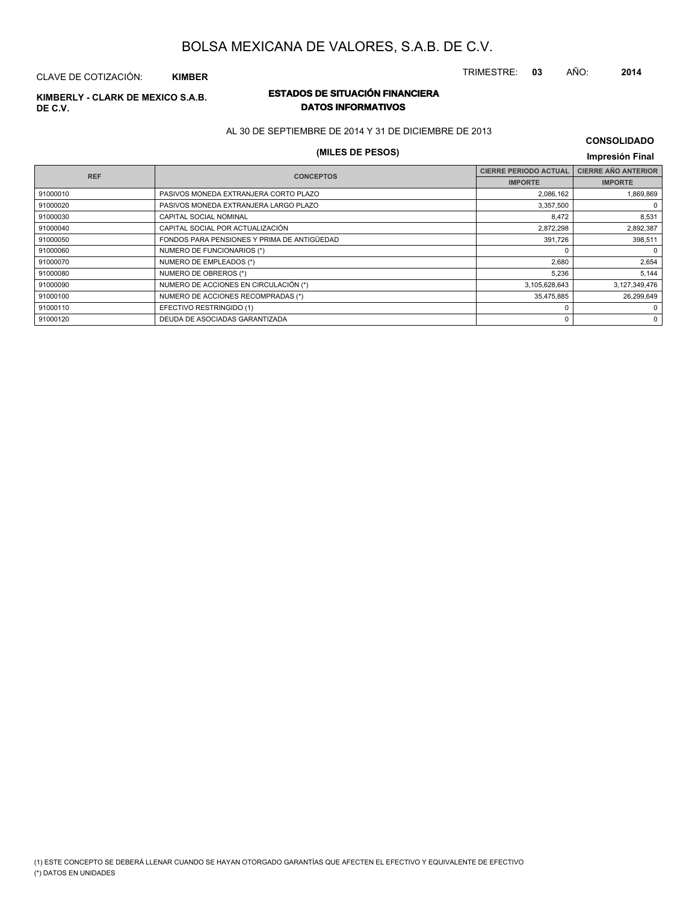# BOLSA MEXICANA DE VALORES, S.A.B. DE C.V.

CLAVE DE COTIZACIÓN: **KIMBER**

TRIMESTRE: **03** AÑO: **2014**

**KIMBERLY - CLARK DE MEXICO S.A.B. DE C.V.**

## ESTADOS DE SITUACIÓN FINANCIERA
### DATOS INFORMATIVOS

AL 30 DE SEPTIEMBRE DE 2014 Y 31 DE DICIEMBRE DE 2013

**(MILES DE PESOS)**

**CONSOLIDADO**

**Impresión Final**

| REF | CONCEPTOS | CIERRE PERIODO ACTUAL | CIERRE AÑO ANTERIOR |
|---|---|---|---|
| | | IMPORTE | IMPORTE |
| 91000010 | PASIVOS MONEDA EXTRANJERA CORTO PLAZO | 2,086,162 | 1,869,869 |
| 91000020 | PASIVOS MONEDA EXTRANJERA LARGO PLAZO | 3,357,500 | 0 |
| 91000030 | CAPITAL SOCIAL NOMINAL | 8,472 | 8,531 |
| 91000040 | CAPITAL SOCIAL POR ACTUALIZACIÓN | 2,872,298 | 2,892,387 |
| 91000050 | FONDOS PARA PENSIONES Y PRIMA DE ANTIGÜEDAD | 391,726 | 398,511 |
| 91000060 | NUMERO DE FUNCIONARIOS (*) | 0 | 0 |
| 91000070 | NUMERO DE EMPLEADOS (*) | 2,680 | 2,654 |
| 91000080 | NUMERO DE OBREROS (*) | 5,236 | 5,144 |
| 91000090 | NUMERO DE ACCIONES EN CIRCULACIÓN (*) | 3,105,628,643 | 3,127,349,476 |
| 91000100 | NUMERO DE ACCIONES RECOMPRADAS (*) | 35,475,885 | 26,299,649 |
| 91000110 | EFECTIVO RESTRINGIDO (1) | 0 | 0 |
| 91000120 | DEUDA DE ASOCIADAS GARANTIZADA | 0 | 0 |

(1) ESTE CONCEPTO SE DEBERÁ LLENAR CUANDO SE HAYAN OTORGADO GARANTÍAS QUE AFECTEN EL EFECTIVO Y EQUIVALENTE DE EFECTIVO

(*) DATOS EN UNIDADES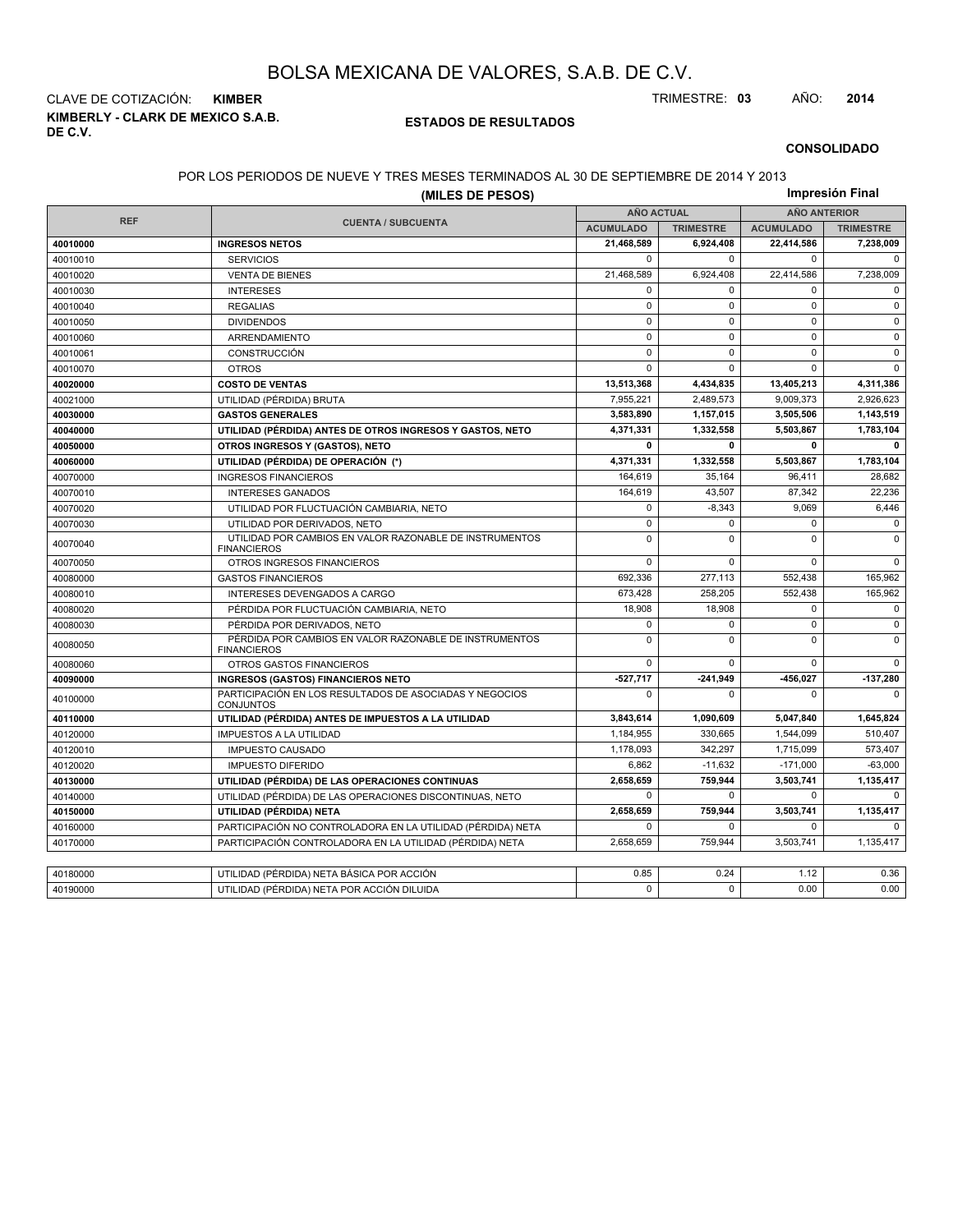# BOLSA MEXICANA DE VALORES, S.A.B. DE C.V.

CLAVE DE COTIZACIÓN: **KIMBER**

TRIMESTRE: **03** AÑO: **2014**

**KIMBERLY - CLARK DE MEXICO S.A.B. DE C.V.**

**ESTADOS DE RESULTADOS**

**CONSOLIDADO**

POR LOS PERIODOS DE NUEVE Y TRES MESES TERMINADOS AL 30 DE SEPTIEMBRE DE 2014 Y 2013

**(MILES DE PESOS)**

**Impresión Final**

| REF | CUENTA / SUBCUENTA | AÑO ACTUAL | | AÑO ANTERIOR | |
|---|---|---|---|---|---|
| | | ACUMULADO | TRIMESTRE | ACUMULADO | TRIMESTRE |
| **40010000** | **INGRESOS NETOS** | **21,468,589** | **6,924,408** | **22,414,586** | **7,238,009** |
| 40010010 | SERVICIOS | 0 | 0 | 0 | 0 |
| 40010020 | VENTA DE BIENES | 21,468,589 | 6,924,408 | 22,414,586 | 7,238,009 |
| 40010030 | INTERESES | 0 | 0 | 0 | 0 |
| 40010040 | REGALIAS | 0 | 0 | 0 | 0 |
| 40010050 | DIVIDENDOS | 0 | 0 | 0 | 0 |
| 40010060 | ARRENDAMIENTO | 0 | 0 | 0 | 0 |
| 40010061 | CONSTRUCCIÓN | 0 | 0 | 0 | 0 |
| 40010070 | OTROS | 0 | 0 | 0 | 0 |
| **40020000** | **COSTO DE VENTAS** | **13,513,368** | **4,434,835** | **13,405,213** | **4,311,386** |
| 40021000 | UTILIDAD (PÉRDIDA) BRUTA | 7,955,221 | 2,489,573 | 9,009,373 | 2,926,623 |
| **40030000** | **GASTOS GENERALES** | **3,583,890** | **1,157,015** | **3,505,506** | **1,143,519** |
| **40040000** | **UTILIDAD (PÉRDIDA) ANTES DE OTROS INGRESOS Y GASTOS, NETO** | **4,371,331** | **1,332,558** | **5,503,867** | **1,783,104** |
| **40050000** | **OTROS INGRESOS Y (GASTOS), NETO** | **0** | **0** | **0** | **0** |
| **40060000** | **UTILIDAD (PÉRDIDA) DE OPERACIÓN (\*)** | **4,371,331** | **1,332,558** | **5,503,867** | **1,783,104** |
| 40070000 | INGRESOS FINANCIEROS | 164,619 | 35,164 | 96,411 | 28,682 |
| 40070010 | INTERESES GANADOS | 164,619 | 43,507 | 87,342 | 22,236 |
| 40070020 | UTILIDAD POR FLUCTUACIÓN CAMBIARIA, NETO | 0 | -8,343 | 9,069 | 6,446 |
| 40070030 | UTILIDAD POR DERIVADOS, NETO | 0 | 0 | 0 | 0 |
| 40070040 | UTILIDAD POR CAMBIOS EN VALOR RAZONABLE DE INSTRUMENTOS FINANCIEROS | 0 | 0 | 0 | 0 |
| 40070050 | OTROS INGRESOS FINANCIEROS | 0 | 0 | 0 | 0 |
| 40080000 | GASTOS FINANCIEROS | 692,336 | 277,113 | 552,438 | 165,962 |
| 40080010 | INTERESES DEVENGADOS A CARGO | 673,428 | 258,205 | 552,438 | 165,962 |
| 40080020 | PÉRDIDA POR FLUCTUACIÓN CAMBIARIA, NETO | 18,908 | 18,908 | 0 | 0 |
| 40080030 | PÉRDIDA POR DERIVADOS, NETO | 0 | 0 | 0 | 0 |
| 40080050 | PÉRDIDA POR CAMBIOS EN VALOR RAZONABLE DE INSTRUMENTOS FINANCIEROS | 0 | 0 | 0 | 0 |
| 40080060 | OTROS GASTOS FINANCIEROS | 0 | 0 | 0 | 0 |
| **40090000** | **INGRESOS (GASTOS) FINANCIEROS NETO** | **-527,717** | **-241,949** | **-456,027** | **-137,280** |
| 40100000 | PARTICIPACIÓN EN LOS RESULTADOS DE ASOCIADAS Y NEGOCIOS CONJUNTOS | 0 | 0 | 0 | 0 |
| **40110000** | **UTILIDAD (PÉRDIDA) ANTES DE IMPUESTOS A LA UTILIDAD** | **3,843,614** | **1,090,609** | **5,047,840** | **1,645,824** |
| 40120000 | IMPUESTOS A LA UTILIDAD | 1,184,955 | 330,665 | 1,544,099 | 510,407 |
| 40120010 | IMPUESTO CAUSADO | 1,178,093 | 342,297 | 1,715,099 | 573,407 |
| 40120020 | IMPUESTO DIFERIDO | 6,862 | -11,632 | -171,000 | -63,000 |
| **40130000** | **UTILIDAD (PÉRDIDA) DE LAS OPERACIONES CONTINUAS** | **2,658,659** | **759,944** | **3,503,741** | **1,135,417** |
| 40140000 | UTILIDAD (PÉRDIDA) DE LAS OPERACIONES DISCONTINUAS, NETO | 0 | 0 | 0 | 0 |
| **40150000** | **UTILIDAD (PÉRDIDA) NETA** | **2,658,659** | **759,944** | **3,503,741** | **1,135,417** |
| 40160000 | PARTICIPACIÓN NO CONTROLADORA EN LA UTILIDAD (PÉRDIDA) NETA | 0 | 0 | 0 | 0 |
| 40170000 | PARTICIPACIÓN CONTROLADORA EN LA UTILIDAD (PÉRDIDA) NETA | 2,658,659 | 759,944 | 3,503,741 | 1,135,417 |

| | | | | | |
|---|---|---|---|---|---|
| 40180000 | UTILIDAD (PÉRDIDA) NETA BÁSICA POR ACCIÓN | 0.85 | 0.24 | 1.12 | 0.36 |
| 40190000 | UTILIDAD (PÉRDIDA) NETA POR ACCIÓN DILUIDA | 0 | 0 | 0.00 | 0.00 |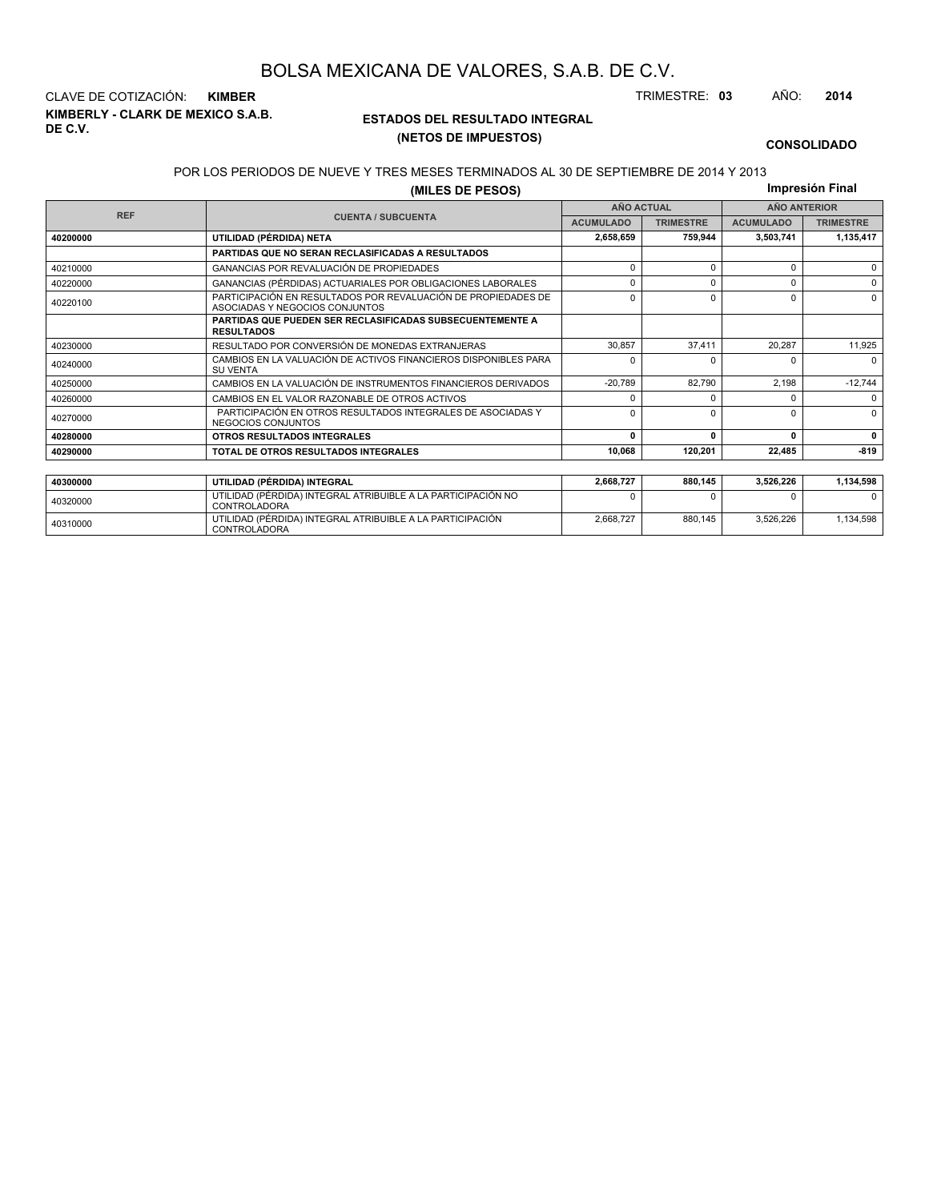# BOLSA MEXICANA DE VALORES, S.A.B. DE C.V.

CLAVE DE COTIZACIÓN: **KIMBER**

TRIMESTRE: **03** AÑO: **2014**

**KIMBERLY - CLARK DE MEXICO S.A.B. DE C.V.**

## ESTADOS DEL RESULTADO INTEGRAL
## (NETOS DE IMPUESTOS)

**CONSOLIDADO**

POR LOS PERIODOS DE NUEVE Y TRES MESES TERMINADOS AL 30 DE SEPTIEMBRE DE 2014 Y 2013

**(MILES DE PESOS)**

**Impresión Final**

| REF | CUENTA / SUBCUENTA | AÑO ACTUAL | | AÑO ANTERIOR | |
|---|---|---|---|---|---|
| | | ACUMULADO | TRIMESTRE | ACUMULADO | TRIMESTRE |
| **40200000** | **UTILIDAD (PÉRDIDA) NETA** | **2,658,659** | **759,944** | **3,503,741** | **1,135,417** |
| | **PARTIDAS QUE NO SERAN RECLASIFICADAS A RESULTADOS** | | | | |
| 40210000 | GANANCIAS POR REVALUACIÓN DE PROPIEDADES | 0 | 0 | 0 | 0 |
| 40220000 | GANANCIAS (PÉRDIDAS) ACTUARIALES POR OBLIGACIONES LABORALES | 0 | 0 | 0 | 0 |
| 40220100 | PARTICIPACIÓN EN RESULTADOS POR REVALUACIÓN DE PROPIEDADES DE ASOCIADAS Y NEGOCIOS CONJUNTOS | 0 | 0 | 0 | 0 |
| | **PARTIDAS QUE PUEDEN SER RECLASIFICADAS SUBSECUENTEMENTE A RESULTADOS** | | | | |
| 40230000 | RESULTADO POR CONVERSIÓN DE MONEDAS EXTRANJERAS | 30,857 | 37,411 | 20,287 | 11,925 |
| 40240000 | CAMBIOS EN LA VALUACIÓN DE ACTIVOS FINANCIEROS DISPONIBLES PARA SU VENTA | 0 | 0 | 0 | 0 |
| 40250000 | CAMBIOS EN LA VALUACIÓN DE INSTRUMENTOS FINANCIEROS DERIVADOS | -20,789 | 82,790 | 2,198 | -12,744 |
| 40260000 | CAMBIOS EN EL VALOR RAZONABLE DE OTROS ACTIVOS | 0 | 0 | 0 | 0 |
| 40270000 | PARTICIPACIÓN EN OTROS RESULTADOS INTEGRALES DE ASOCIADAS Y NEGOCIOS CONJUNTOS | 0 | 0 | 0 | 0 |
| **40280000** | **OTROS RESULTADOS INTEGRALES** | **0** | **0** | **0** | **0** |
| **40290000** | **TOTAL DE OTROS RESULTADOS INTEGRALES** | **10,068** | **120,201** | **22,485** | **-819** |

| REF | CUENTA / SUBCUENTA | ACUMULADO | TRIMESTRE | ACUMULADO | TRIMESTRE |
|---|---|---|---|---|---|
| **40300000** | **UTILIDAD (PÉRDIDA) INTEGRAL** | **2,668,727** | **880,145** | **3,526,226** | **1,134,598** |
| 40320000 | UTILIDAD (PÉRDIDA) INTEGRAL ATRIBUIBLE A LA PARTICIPACIÓN NO CONTROLADORA | 0 | 0 | 0 | 0 |
| 40310000 | UTILIDAD (PÉRDIDA) INTEGRAL ATRIBUIBLE A LA PARTICIPACIÓN CONTROLADORA | 2,668,727 | 880,145 | 3,526,226 | 1,134,598 |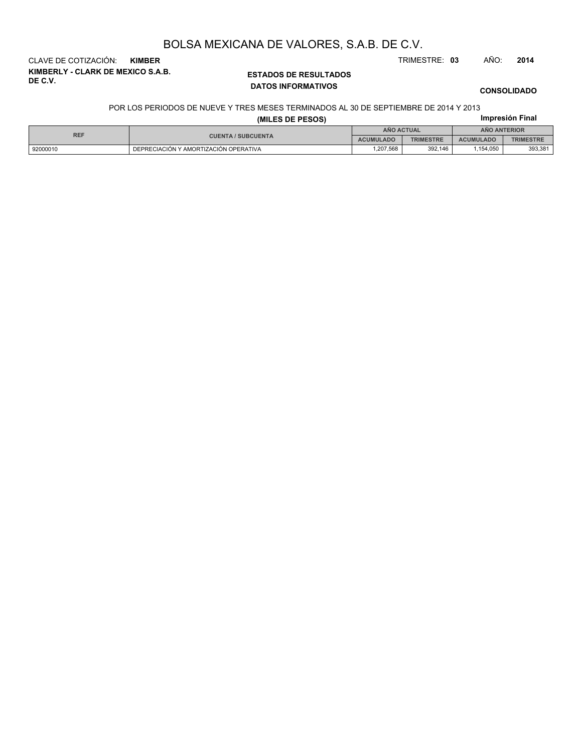# BOLSA MEXICANA DE VALORES, S.A.B. DE C.V.

CLAVE DE COTIZACIÓN: **KIMBER**

TRIMESTRE: **03** AÑO: **2014**

**KIMBERLY - CLARK DE MEXICO S.A.B. DE C.V.**

**ESTADOS DE RESULTADOS**

**DATOS INFORMATIVOS**

**CONSOLIDADO**

POR LOS PERIODOS DE NUEVE Y TRES MESES TERMINADOS AL 30 DE SEPTIEMBRE DE 2014 Y 2013

**(MILES DE PESOS)**

**Impresión Final**

| REF | CUENTA / SUBCUENTA | AÑO ACTUAL | | AÑO ANTERIOR | |
|---|---|---|---|---|---|
| | | ACUMULADO | TRIMESTRE | ACUMULADO | TRIMESTRE |
| 92000010 | DEPRECIACIÓN Y AMORTIZACIÓN OPERATIVA | 1,207,568 | 392,146 | 1,154,050 | 393,381 |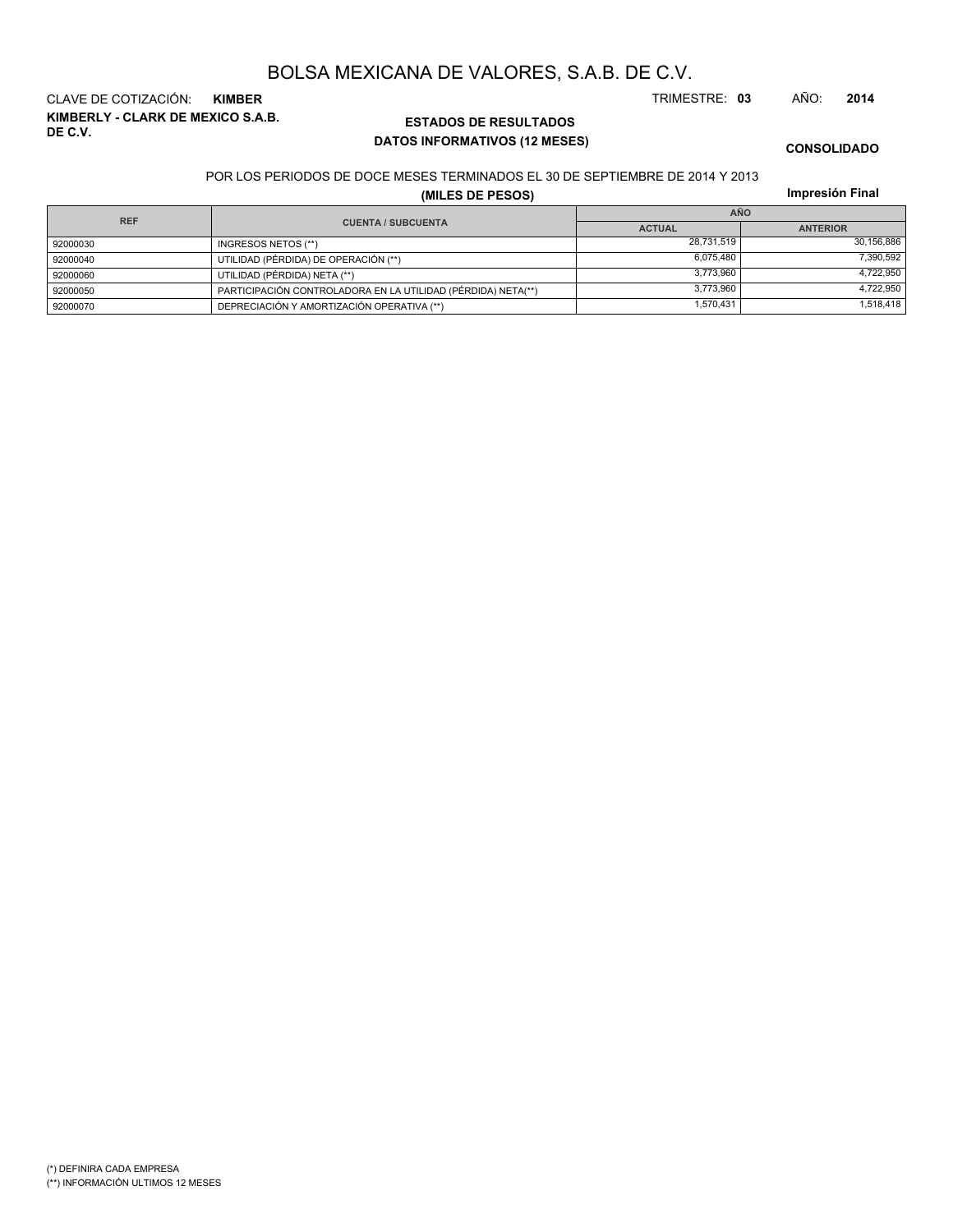# BOLSA MEXICANA DE VALORES, S.A.B. DE C.V.

CLAVE DE COTIZACIÓN: **KIMBER**

TRIMESTRE: **03** AÑO: **2014**

**KIMBERLY - CLARK DE MEXICO S.A.B. DE C.V.**

## ESTADOS DE RESULTADOS
### DATOS INFORMATIVOS (12 MESES)

**CONSOLIDADO**

POR LOS PERIODOS DE DOCE MESES TERMINADOS EL 30 DE SEPTIEMBRE DE 2014 Y 2013

**(MILES DE PESOS)**

**Impresión Final**

| REF | CUENTA / SUBCUENTA | AÑO | |
|---|---|---|---|
| | | ACTUAL | ANTERIOR |
| 92000030 | INGRESOS NETOS (**) | 28,731,519 | 30,156,886 |
| 92000040 | UTILIDAD (PÉRDIDA) DE OPERACIÓN (**) | 6,075,480 | 7,390,592 |
| 92000060 | UTILIDAD (PÉRDIDA) NETA (**) | 3,773,960 | 4,722,950 |
| 92000050 | PARTICIPACIÓN CONTROLADORA EN LA UTILIDAD (PÉRDIDA) NETA(**) | 3,773,960 | 4,722,950 |
| 92000070 | DEPRECIACIÓN Y AMORTIZACIÓN OPERATIVA (**) | 1,570,431 | 1,518,418 |

(*) DEFINIRA CADA EMPRESA

(**) INFORMACIÓN ULTIMOS 12 MESES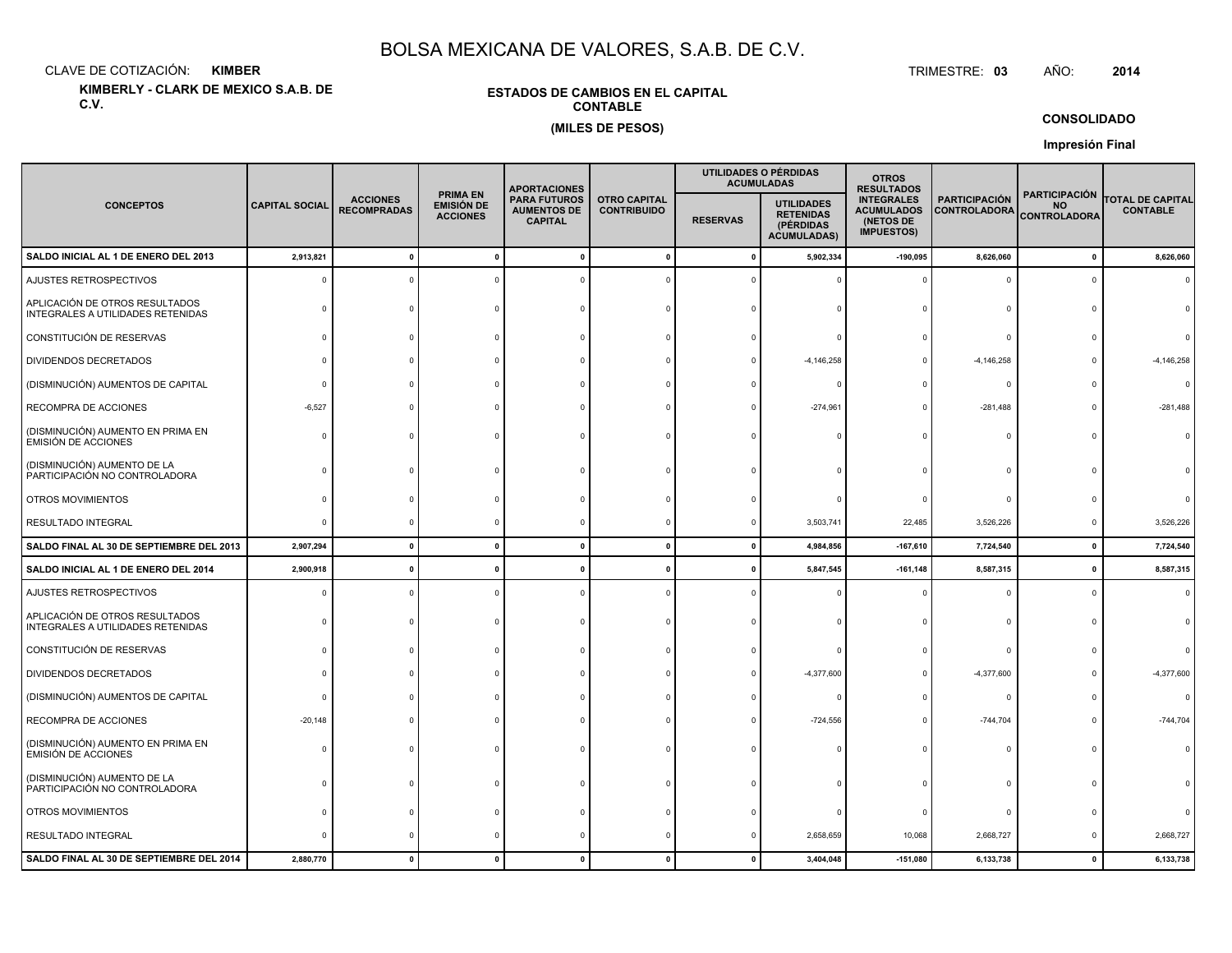# BOLSA MEXICANA DE VALORES, S.A.B. DE C.V.

CLAVE DE COTIZACIÓN: **KIMBER**

TRIMESTRE: **03** AÑO: **2014**

**KIMBERLY - CLARK DE MEXICO S.A.B. DE C.V.**

**ESTADOS DE CAMBIOS EN EL CAPITAL CONTABLE**

**(MILES DE PESOS)**

**CONSOLIDADO**

**Impresión Final**

| CONCEPTOS | CAPITAL SOCIAL | ACCIONES RECOMPRADAS | PRIMA EN EMISIÓN DE ACCIONES | APORTACIONES PARA FUTUROS AUMENTOS DE CAPITAL | OTRO CAPITAL CONTRIBUIDO | UTILIDADES O PÉRDIDAS ACUMULADAS | | OTROS RESULTADOS INTEGRALES ACUMULADOS (NETOS DE IMPUESTOS) | PARTICIPACIÓN CONTROLADORA | PARTICIPACIÓN NO CONTROLADORA | TOTAL DE CAPITAL CONTABLE |
|---|---|---|---|---|---|---|---|---|---|---|---|
| | | | | | | RESERVAS | UTILIDADES RETENIDAS (PÉRDIDAS ACUMULADAS) | | | | |
| **SALDO INICIAL AL 1 DE ENERO DEL 2013** | **2,913,821** | **0** | **0** | **0** | **0** | **0** | **5,902,334** | **-190,095** | **8,626,060** | **0** | **8,626,060** |
| AJUSTES RETROSPECTIVOS | 0 | 0 | 0 | 0 | 0 | 0 | 0 | 0 | 0 | 0 | 0 |
| APLICACIÓN DE OTROS RESULTADOS INTEGRALES A UTILIDADES RETENIDAS | 0 | 0 | 0 | 0 | 0 | 0 | 0 | 0 | 0 | 0 | 0 |
| CONSTITUCIÓN DE RESERVAS | 0 | 0 | 0 | 0 | 0 | 0 | 0 | 0 | 0 | 0 | 0 |
| DIVIDENDOS DECRETADOS | 0 | 0 | 0 | 0 | 0 | 0 | -4,146,258 | 0 | -4,146,258 | 0 | -4,146,258 |
| (DISMINUCIÓN) AUMENTOS DE CAPITAL | 0 | 0 | 0 | 0 | 0 | 0 | 0 | 0 | 0 | 0 | 0 |
| RECOMPRA DE ACCIONES | -6,527 | 0 | 0 | 0 | 0 | 0 | -274,961 | 0 | -281,488 | 0 | -281,488 |
| (DISMINUCIÓN) AUMENTO EN PRIMA EN EMISIÓN DE ACCIONES | 0 | 0 | 0 | 0 | 0 | 0 | 0 | 0 | 0 | 0 | 0 |
| (DISMINUCIÓN) AUMENTO DE LA PARTICIPACIÓN NO CONTROLADORA | 0 | 0 | 0 | 0 | 0 | 0 | 0 | 0 | 0 | 0 | 0 |
| OTROS MOVIMIENTOS | 0 | 0 | 0 | 0 | 0 | 0 | 0 | 0 | 0 | 0 | 0 |
| RESULTADO INTEGRAL | 0 | 0 | 0 | 0 | 0 | 0 | 3,503,741 | 22,485 | 3,526,226 | 0 | 3,526,226 |
| **SALDO FINAL AL 30 DE SEPTIEMBRE DEL 2013** | **2,907,294** | **0** | **0** | **0** | **0** | **0** | **4,984,856** | **-167,610** | **7,724,540** | **0** | **7,724,540** |
| **SALDO INICIAL AL 1 DE ENERO DEL 2014** | **2,900,918** | **0** | **0** | **0** | **0** | **0** | **5,847,545** | **-161,148** | **8,587,315** | **0** | **8,587,315** |
| AJUSTES RETROSPECTIVOS | 0 | 0 | 0 | 0 | 0 | 0 | 0 | 0 | 0 | 0 | 0 |
| APLICACIÓN DE OTROS RESULTADOS INTEGRALES A UTILIDADES RETENIDAS | 0 | 0 | 0 | 0 | 0 | 0 | 0 | 0 | 0 | 0 | 0 |
| CONSTITUCIÓN DE RESERVAS | 0 | 0 | 0 | 0 | 0 | 0 | 0 | 0 | 0 | 0 | 0 |
| DIVIDENDOS DECRETADOS | 0 | 0 | 0 | 0 | 0 | 0 | -4,377,600 | 0 | -4,377,600 | 0 | -4,377,600 |
| (DISMINUCIÓN) AUMENTOS DE CAPITAL | 0 | 0 | 0 | 0 | 0 | 0 | 0 | 0 | 0 | 0 | 0 |
| RECOMPRA DE ACCIONES | -20,148 | 0 | 0 | 0 | 0 | 0 | -724,556 | 0 | -744,704 | 0 | -744,704 |
| (DISMINUCIÓN) AUMENTO EN PRIMA EN EMISIÓN DE ACCIONES | 0 | 0 | 0 | 0 | 0 | 0 | 0 | 0 | 0 | 0 | 0 |
| (DISMINUCIÓN) AUMENTO DE LA PARTICIPACIÓN NO CONTROLADORA | 0 | 0 | 0 | 0 | 0 | 0 | 0 | 0 | 0 | 0 | 0 |
| OTROS MOVIMIENTOS | 0 | 0 | 0 | 0 | 0 | 0 | 0 | 0 | 0 | 0 | 0 |
| RESULTADO INTEGRAL | 0 | 0 | 0 | 0 | 0 | 0 | 2,658,659 | 10,068 | 2,668,727 | 0 | 2,668,727 |
| **SALDO FINAL AL 30 DE SEPTIEMBRE DEL 2014** | **2,880,770** | **0** | **0** | **0** | **0** | **0** | **3,404,048** | **-151,080** | **6,133,738** | **0** | **6,133,738** |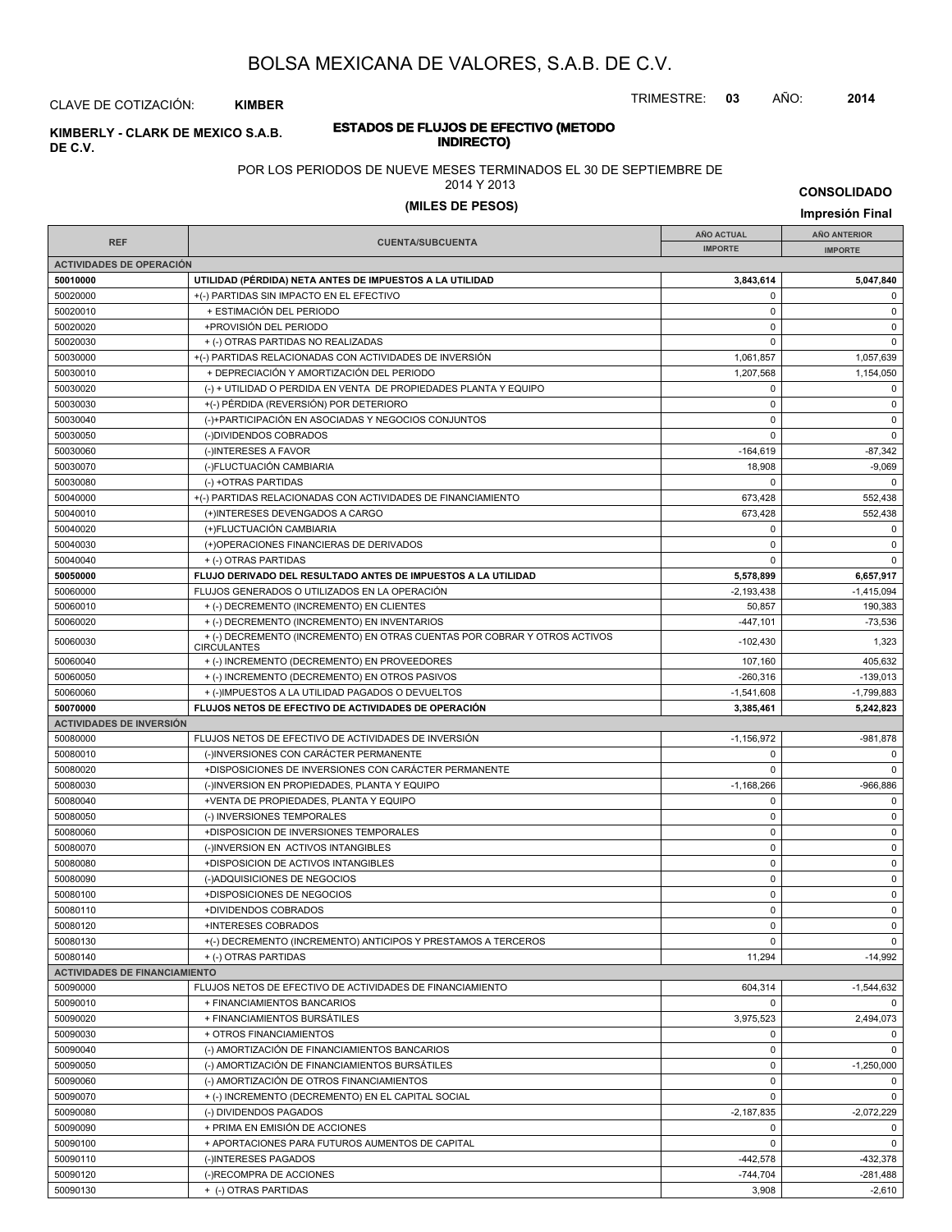# BOLSA MEXICANA DE VALORES, S.A.B. DE C.V.

CLAVE DE COTIZACIÓN: **KIMBER**

TRIMESTRE: **03** AÑO: **2014**

**KIMBERLY - CLARK DE MEXICO S.A.B. DE C.V.**

**ESTADOS DE FLUJOS DE EFECTIVO (METODO INDIRECTO)**

POR LOS PERIODOS DE NUEVE MESES TERMINADOS EL 30 DE SEPTIEMBRE DE 2014 Y 2013

**(MILES DE PESOS)**

**CONSOLIDADO**

**Impresión Final**

| REF | CUENTA/SUBCUENTA | AÑO ACTUAL IMPORTE | AÑO ANTERIOR IMPORTE |
|---|---|---|---|
| **ACTIVIDADES DE OPERACIÓN** | | | |
| **50010000** | **UTILIDAD (PÉRDIDA) NETA ANTES DE IMPUESTOS A LA UTILIDAD** | **3,843,614** | **5,047,840** |
| 50020000 | +(-) PARTIDAS SIN IMPACTO EN EL EFECTIVO | 0 | 0 |
| 50020010 | + ESTIMACIÓN DEL PERIODO | 0 | 0 |
| 50020020 | +PROVISIÓN DEL PERIODO | 0 | 0 |
| 50020030 | + (-) OTRAS PARTIDAS NO REALIZADAS | 0 | 0 |
| 50030000 | +(-) PARTIDAS RELACIONADAS CON ACTIVIDADES DE INVERSIÓN | 1,061,857 | 1,057,639 |
| 50030010 | + DEPRECIACIÓN Y AMORTIZACIÓN DEL PERIODO | 1,207,568 | 1,154,050 |
| 50030020 | (-) + UTILIDAD O PERDIDA EN VENTA DE PROPIEDADES PLANTA Y EQUIPO | 0 | 0 |
| 50030030 | +(-) PÉRDIDA (REVERSIÓN) POR DETERIORO | 0 | 0 |
| 50030040 | (-)+PARTICIPACIÓN EN ASOCIADAS Y NEGOCIOS CONJUNTOS | 0 | 0 |
| 50030050 | (-)DIVIDENDOS COBRADOS | 0 | 0 |
| 50030060 | (-)INTERESES A FAVOR | -164,619 | -87,342 |
| 50030070 | (-)FLUCTUACIÓN CAMBIARIA | 18,908 | -9,069 |
| 50030080 | (-) +OTRAS PARTIDAS | 0 | 0 |
| 50040000 | +(-) PARTIDAS RELACIONADAS CON ACTIVIDADES DE FINANCIAMIENTO | 673,428 | 552,438 |
| 50040010 | (+)INTERESES DEVENGADOS A CARGO | 673,428 | 552,438 |
| 50040020 | (+)FLUCTUACIÓN CAMBIARIA | 0 | 0 |
| 50040030 | (+)OPERACIONES FINANCIERAS DE DERIVADOS | 0 | 0 |
| 50040040 | + (-) OTRAS PARTIDAS | 0 | 0 |
| **50050000** | **FLUJO DERIVADO DEL RESULTADO ANTES DE IMPUESTOS A LA UTILIDAD** | **5,578,899** | **6,657,917** |
| 50060000 | FLUJOS GENERADOS O UTILIZADOS EN LA OPERACIÓN | -2,193,438 | -1,415,094 |
| 50060010 | + (-) DECREMENTO (INCREMENTO) EN CLIENTES | 50,857 | 190,383 |
| 50060020 | + (-) DECREMENTO (INCREMENTO) EN INVENTARIOS | -447,101 | -73,536 |
| 50060030 | + (-) DECREMENTO (INCREMENTO) EN OTRAS CUENTAS POR COBRAR Y OTROS ACTIVOS CIRCULANTES | -102,430 | 1,323 |
| 50060040 | + (-) INCREMENTO (DECREMENTO) EN PROVEEDORES | 107,160 | 405,632 |
| 50060050 | + (-) INCREMENTO (DECREMENTO) EN OTROS PASIVOS | -260,316 | -139,013 |
| 50060060 | + (-)IMPUESTOS A LA UTILIDAD PAGADOS O DEVUELTOS | -1,541,608 | -1,799,883 |
| **50070000** | **FLUJOS NETOS DE EFECTIVO DE ACTIVIDADES DE OPERACIÓN** | **3,385,461** | **5,242,823** |
| **ACTIVIDADES DE INVERSIÓN** | | | |
| 50080000 | FLUJOS NETOS DE EFECTIVO DE ACTIVIDADES DE INVERSIÓN | -1,156,972 | -981,878 |
| 50080010 | (-)INVERSIONES CON CARÁCTER PERMANENTE | 0 | 0 |
| 50080020 | +DISPOSICIONES DE INVERSIONES CON CARÁCTER PERMANENTE | 0 | 0 |
| 50080030 | (-)INVERSION EN PROPIEDADES, PLANTA Y EQUIPO | -1,168,266 | -966,886 |
| 50080040 | +VENTA DE PROPIEDADES, PLANTA Y EQUIPO | 0 | 0 |
| 50080050 | (-) INVERSIONES TEMPORALES | 0 | 0 |
| 50080060 | +DISPOSICION DE INVERSIONES TEMPORALES | 0 | 0 |
| 50080070 | (-)INVERSION EN ACTIVOS INTANGIBLES | 0 | 0 |
| 50080080 | +DISPOSICION DE ACTIVOS INTANGIBLES | 0 | 0 |
| 50080090 | (-)ADQUISICIONES DE NEGOCIOS | 0 | 0 |
| 50080100 | +DISPOSICIONES DE NEGOCIOS | 0 | 0 |
| 50080110 | +DIVIDENDOS COBRADOS | 0 | 0 |
| 50080120 | +INTERESES COBRADOS | 0 | 0 |
| 50080130 | +(-) DECREMENTO (INCREMENTO) ANTICIPOS Y PRESTAMOS A TERCEROS | 0 | 0 |
| 50080140 | + (-) OTRAS PARTIDAS | 11,294 | -14,992 |
| **ACTIVIDADES DE FINANCIAMIENTO** | | | |
| 50090000 | FLUJOS NETOS DE EFECTIVO DE ACTIVIDADES DE FINANCIAMIENTO | 604,314 | -1,544,632 |
| 50090010 | + FINANCIAMIENTOS BANCARIOS | 0 | 0 |
| 50090020 | + FINANCIAMIENTOS BURSÁTILES | 3,975,523 | 2,494,073 |
| 50090030 | + OTROS FINANCIAMIENTOS | 0 | 0 |
| 50090040 | (-) AMORTIZACIÓN DE FINANCIAMIENTOS BANCARIOS | 0 | 0 |
| 50090050 | (-) AMORTIZACIÓN DE FINANCIAMIENTOS BURSÁTILES | 0 | -1,250,000 |
| 50090060 | (-) AMORTIZACIÓN DE OTROS FINANCIAMIENTOS | 0 | 0 |
| 50090070 | + (-) INCREMENTO (DECREMENTO) EN EL CAPITAL SOCIAL | 0 | 0 |
| 50090080 | (-) DIVIDENDOS PAGADOS | -2,187,835 | -2,072,229 |
| 50090090 | + PRIMA EN EMISIÓN DE ACCIONES | 0 | 0 |
| 50090100 | + APORTACIONES PARA FUTUROS AUMENTOS DE CAPITAL | 0 | 0 |
| 50090110 | (-)INTERESES PAGADOS | -442,578 | -432,378 |
| 50090120 | (-)RECOMPRA DE ACCIONES | -744,704 | -281,488 |
| 50090130 | + (-) OTRAS PARTIDAS | 3,908 | -2,610 |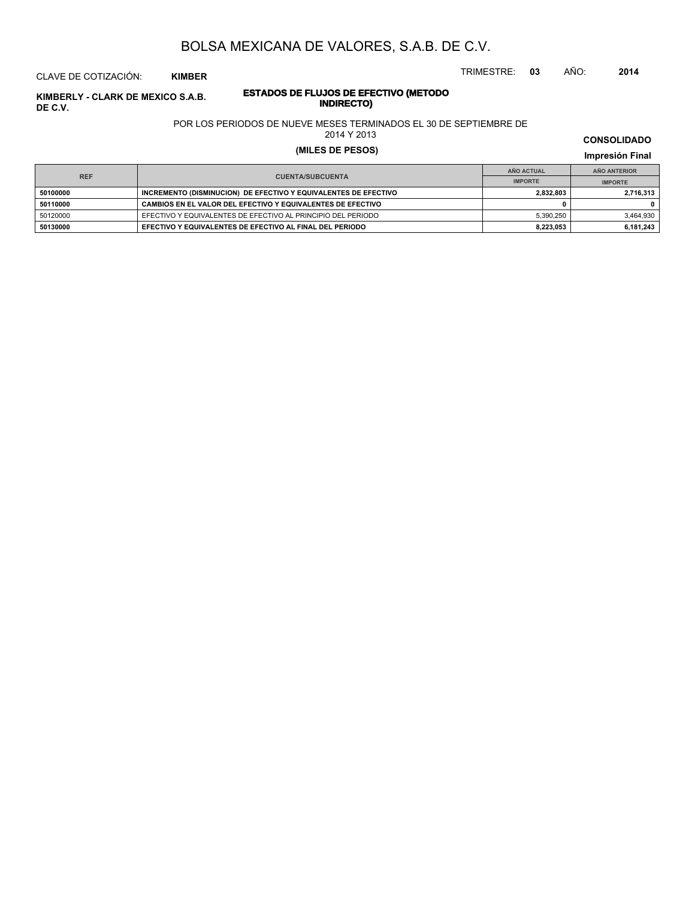# BOLSA MEXICANA DE VALORES, S.A.B. DE C.V.

CLAVE DE COTIZACIÓN: **KIMBER**

TRIMESTRE: **03** AÑO: **2014**

**KIMBERLY - CLARK DE MEXICO S.A.B. DE C.V.**

## ESTADOS DE FLUJOS DE EFECTIVO (METODO INDIRECTO)

POR LOS PERIODOS DE NUEVE MESES TERMINADOS EL 30 DE SEPTIEMBRE DE 2014 Y 2013

**(MILES DE PESOS)**

**CONSOLIDADO**

**Impresión Final**

| REF | CUENTA/SUBCUENTA | AÑO ACTUAL | AÑO ANTERIOR |
|---|---|---|---|
| | | IMPORTE | IMPORTE |
| **50100000** | **INCREMENTO (DISMINUCION) DE EFECTIVO Y EQUIVALENTES DE EFECTIVO** | **2,832,803** | **2,716,313** |
| **50110000** | **CAMBIOS EN EL VALOR DEL EFECTIVO Y EQUIVALENTES DE EFECTIVO** | **0** | **0** |
| 50120000 | EFECTIVO Y EQUIVALENTES DE EFECTIVO AL PRINCIPIO DEL PERIODO | 5,390,250 | 3,464,930 |
| **50130000** | **EFECTIVO Y EQUIVALENTES DE EFECTIVO AL FINAL DEL PERIODO** | **8,223,053** | **6,181,243** |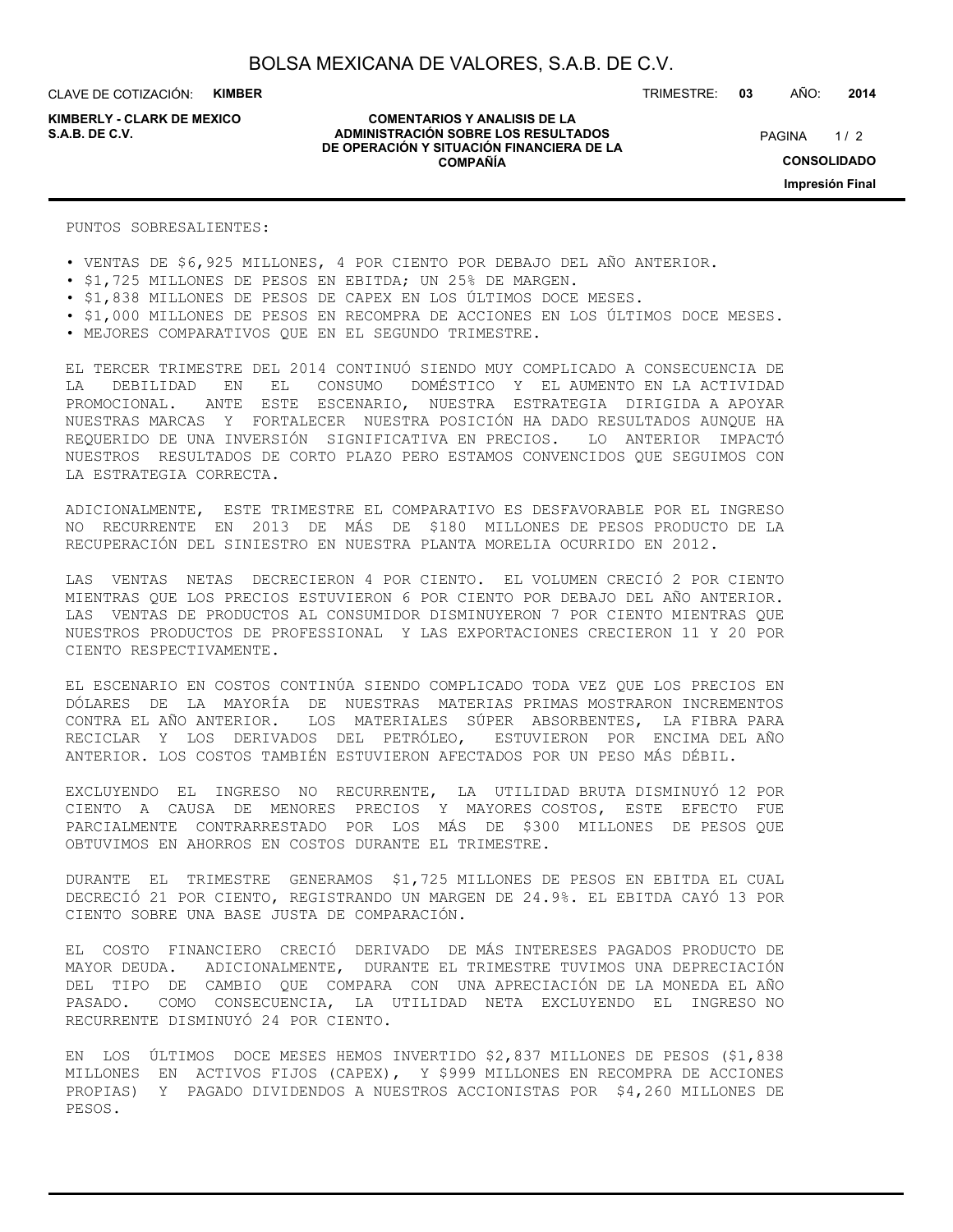PUNTOS SOBRESALIENTES:

- VENTAS DE $6,925 MILLONES, 4 POR CIENTO POR DEBAJO DEL AÑO ANTERIOR.
- $1,725 MILLONES DE PESOS EN EBITDA; UN 25% DE MARGEN.
- $1,838 MILLONES DE PESOS DE CAPEX EN LOS ÚLTIMOS DOCE MESES.
- $1,000 MILLONES DE PESOS EN RECOMPRA DE ACCIONES EN LOS ÚLTIMOS DOCE MESES.
- MEJORES COMPARATIVOS QUE EN EL SEGUNDO TRIMESTRE.

EL TERCER TRIMESTRE DEL 2014 CONTINUÓ SIENDO MUY COMPLICADO A CONSECUENCIA DE LA DEBILIDAD EN EL CONSUMO DOMÉSTICO Y EL AUMENTO EN LA ACTIVIDAD PROMOCIONAL. ANTE ESTE ESCENARIO, NUESTRA ESTRATEGIA DIRIGIDA A APOYAR NUESTRAS MARCAS Y FORTALECER NUESTRA POSICIÓN HA DADO RESULTADOS AUNQUE HA REQUERIDO DE UNA INVERSIÓN SIGNIFICATIVA EN PRECIOS. LO ANTERIOR IMPACTÓ NUESTROS RESULTADOS DE CORTO PLAZO PERO ESTAMOS CONVENCIDOS QUE SEGUIMOS CON LA ESTRATEGIA CORRECTA.

ADICIONALMENTE, ESTE TRIMESTRE EL COMPARATIVO ES DESFAVORABLE POR EL INGRESO NO RECURRENTE EN 2013 DE MÁS DE $180 MILLONES DE PESOS PRODUCTO DE LA RECUPERACIÓN DEL SINIESTRO EN NUESTRA PLANTA MORELIA OCURRIDO EN 2012.

LAS VENTAS NETAS DECRECIERON 4 POR CIENTO. EL VOLUMEN CRECIÓ 2 POR CIENTO MIENTRAS QUE LOS PRECIOS ESTUVIERON 6 POR CIENTO POR DEBAJO DEL AÑO ANTERIOR. LAS VENTAS DE PRODUCTOS AL CONSUMIDOR DISMINUYERON 7 POR CIENTO MIENTRAS QUE NUESTROS PRODUCTOS DE PROFESSIONAL Y LAS EXPORTACIONES CRECIERON 11 Y 20 POR CIENTO RESPECTIVAMENTE.

EL ESCENARIO EN COSTOS CONTINÚA SIENDO COMPLICADO TODA VEZ QUE LOS PRECIOS EN DÓLARES DE LA MAYORÍA DE NUESTRAS MATERIAS PRIMAS MOSTRARON INCREMENTOS CONTRA EL AÑO ANTERIOR. LOS MATERIALES SÚPER ABSORBENTES, LA FIBRA PARA RECICLAR Y LOS DERIVADOS DEL PETRÓLEO, ESTUVIERON POR ENCIMA DEL AÑO ANTERIOR. LOS COSTOS TAMBIÉN ESTUVIERON AFECTADOS POR UN PESO MÁS DÉBIL.

EXCLUYENDO EL INGRESO NO RECURRENTE, LA UTILIDAD BRUTA DISMINUYÓ 12 POR CIENTO A CAUSA DE MENORES PRECIOS Y MAYORES COSTOS, ESTE EFECTO FUE PARCIALMENTE CONTRARRESTADO POR LOS MÁS DE $300 MILLONES DE PESOS QUE OBTUVIMOS EN AHORROS EN COSTOS DURANTE EL TRIMESTRE.

DURANTE EL TRIMESTRE GENERAMOS $1,725 MILLONES DE PESOS EN EBITDA EL CUAL DECRECIÓ 21 POR CIENTO, REGISTRANDO UN MARGEN DE 24.9%. EL EBITDA CAYÓ 13 POR CIENTO SOBRE UNA BASE JUSTA DE COMPARACIÓN.

EL COSTO FINANCIERO CRECIÓ DERIVADO DE MÁS INTERESES PAGADOS PRODUCTO DE MAYOR DEUDA. ADICIONALMENTE, DURANTE EL TRIMESTRE TUVIMOS UNA DEPRECIACIÓN DEL TIPO DE CAMBIO QUE COMPARA CON UNA APRECIACIÓN DE LA MONEDA EL AÑO PASADO. COMO CONSECUENCIA, LA UTILIDAD NETA EXCLUYENDO EL INGRESO NO RECURRENTE DISMINUYÓ 24 POR CIENTO.

EN LOS ÚLTIMOS DOCE MESES HEMOS INVERTIDO $2,837 MILLONES DE PESOS ($1,838 MILLONES EN ACTIVOS FIJOS (CAPEX), Y $999 MILLONES EN RECOMPRA DE ACCIONES PROPIAS) Y PAGADO DIVIDENDOS A NUESTROS ACCIONISTAS POR $4,260 MILLONES DE PESOS.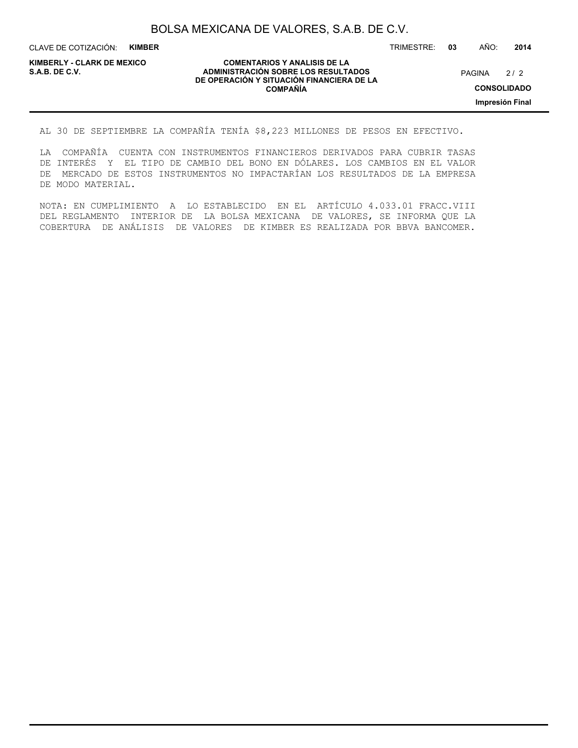AL 30 DE SEPTIEMBRE LA COMPAÑÍA TENÍA $8,223 MILLONES DE PESOS EN EFECTIVO.

LA COMPAÑÍA CUENTA CON INSTRUMENTOS FINANCIEROS DERIVADOS PARA CUBRIR TASAS DE INTERÉS Y EL TIPO DE CAMBIO DEL BONO EN DÓLARES. LOS CAMBIOS EN EL VALOR DE MERCADO DE ESTOS INSTRUMENTOS NO IMPACTARÍAN LOS RESULTADOS DE LA EMPRESA DE MODO MATERIAL.

NOTA: EN CUMPLIMIENTO A LO ESTABLECIDO EN EL ARTÍCULO 4.033.01 FRACC.VIII DEL REGLAMENTO INTERIOR DE LA BOLSA MEXICANA DE VALORES, SE INFORMA QUE LA COBERTURA DE ANÁLISIS DE VALORES DE KIMBER ES REALIZADA POR BBVA BANCOMER.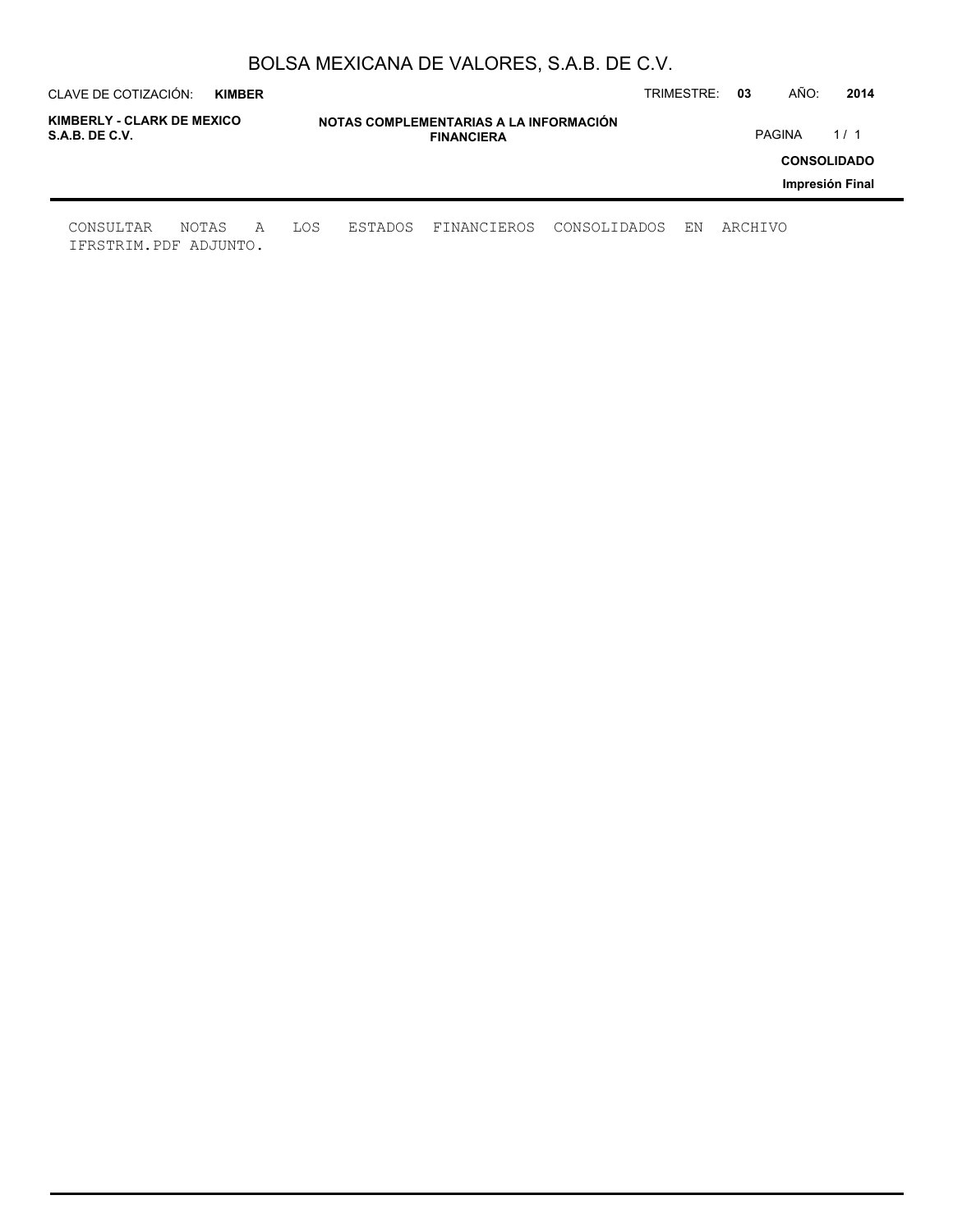CONSULTAR NOTAS A LOS ESTADOS FINANCIEROS CONSOLIDADOS EN ARCHIVO IFRSTRIM.PDF ADJUNTO.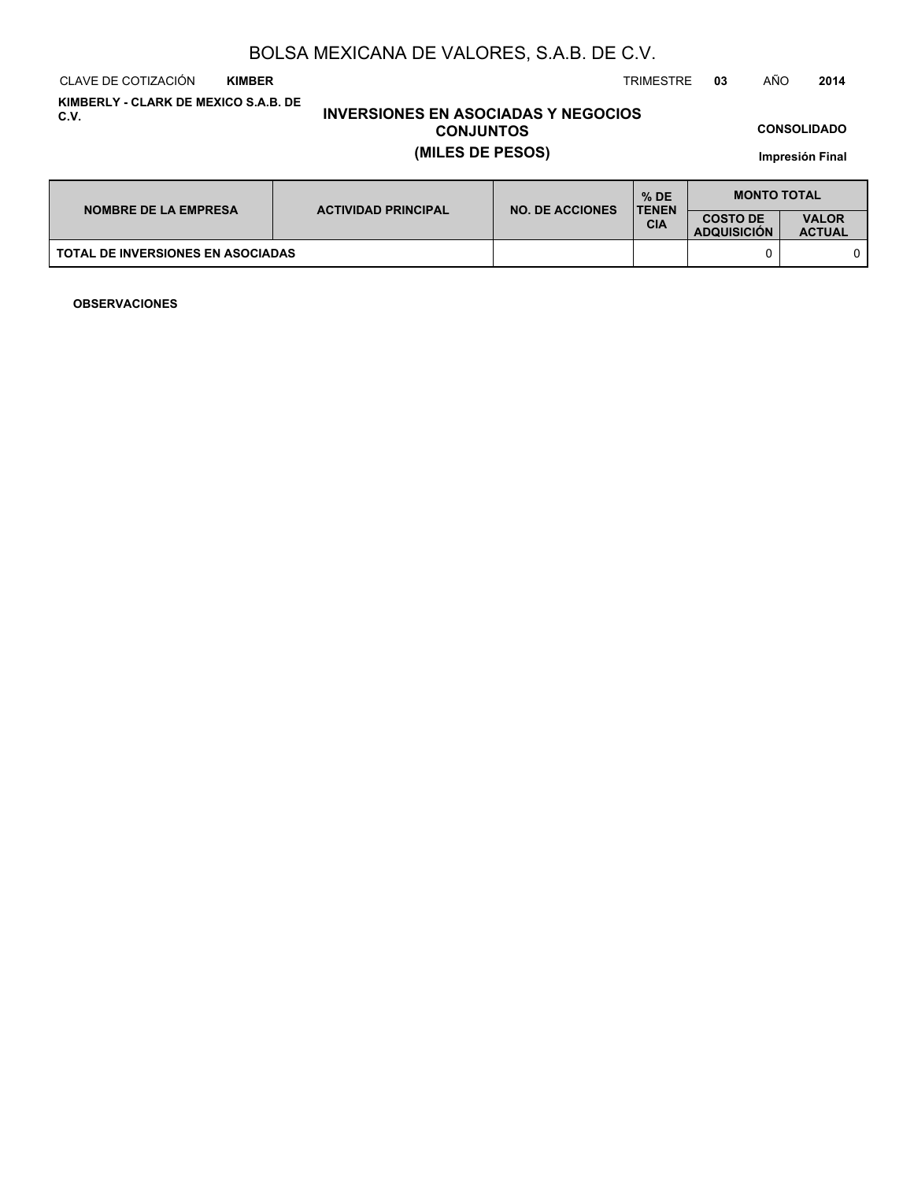BOLSA MEXICANA DE VALORES, S.A.B. DE C.V.

CLAVE DE COTIZACIÓN **KIMBER** TRIMESTRE **03** AÑO **2014**

**KIMBERLY - CLARK DE MEXICO S.A.B. DE C.V.**

# INVERSIONES EN ASOCIADAS Y NEGOCIOS CONJUNTOS
## (MILES DE PESOS)

**CONSOLIDADO**

**Impresión Final**

| NOMBRE DE LA EMPRESA | ACTIVIDAD PRINCIPAL | NO. DE ACCIONES | % DE TENENCIA | MONTO TOTAL | |
|---|---|---|---|---|---|
| | | | | COSTO DE ADQUISICIÓN | VALOR ACTUAL |
| TOTAL DE INVERSIONES EN ASOCIADAS | | | | 0 | 0 |

**OBSERVACIONES**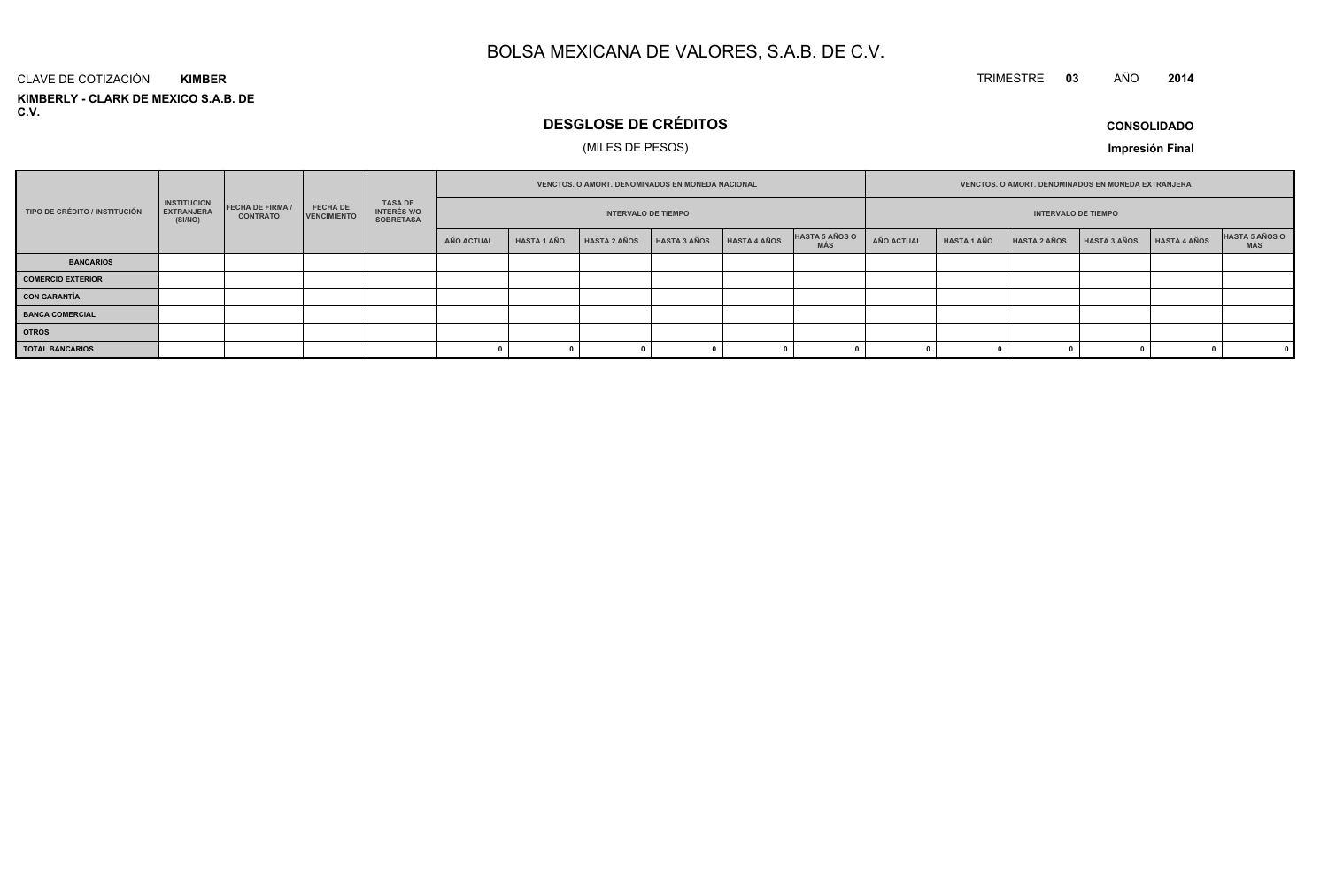# BOLSA MEXICANA DE VALORES, S.A.B. DE C.V.

CLAVE DE COTIZACIÓN **KIMBER**

TRIMESTRE **03** AÑO **2014**

**KIMBERLY - CLARK DE MEXICO S.A.B. DE C.V.**

## DESGLOSE DE CRÉDITOS

(MILES DE PESOS)

**CONSOLIDADO**

**Impresión Final**

| TIPO DE CRÉDITO / INSTITUCIÓN | INSTITUCION EXTRANJERA (SI/NO) | FECHA DE FIRMA / CONTRATO | FECHA DE VENCIMIENTO | TASA DE INTERÉS Y/O SOBRETASA | VENCTOS. O AMORT. DENOMINADOS EN MONEDA NACIONAL | | | | | | VENCTOS. O AMORT. DENOMINADOS EN MONEDA EXTRANJERA | | | | | |
|---|---|---|---|---|---|---|---|---|---|---|---|---|---|---|---|---|
| | | | | | INTERVALO DE TIEMPO | | | | | | INTERVALO DE TIEMPO | | | | | |
| | | | | | AÑO ACTUAL | HASTA 1 AÑO | HASTA 2 AÑOS | HASTA 3 AÑOS | HASTA 4 AÑOS | HASTA 5 AÑOS O MÁS | AÑO ACTUAL | HASTA 1 AÑO | HASTA 2 AÑOS | HASTA 3 AÑOS | HASTA 4 AÑOS | HASTA 5 AÑOS O MÁS |
| **BANCARIOS** | | | | | | | | | | | | | | | | |
| **COMERCIO EXTERIOR** | | | | | | | | | | | | | | | | |
| **CON GARANTÍA** | | | | | | | | | | | | | | | | |
| **BANCA COMERCIAL** | | | | | | | | | | | | | | | | |
| **OTROS** | | | | | | | | | | | | | | | | |
| **TOTAL BANCARIOS** | | | | | 0 | 0 | 0 | 0 | 0 | 0 | 0 | 0 | 0 | 0 | 0 | 0 |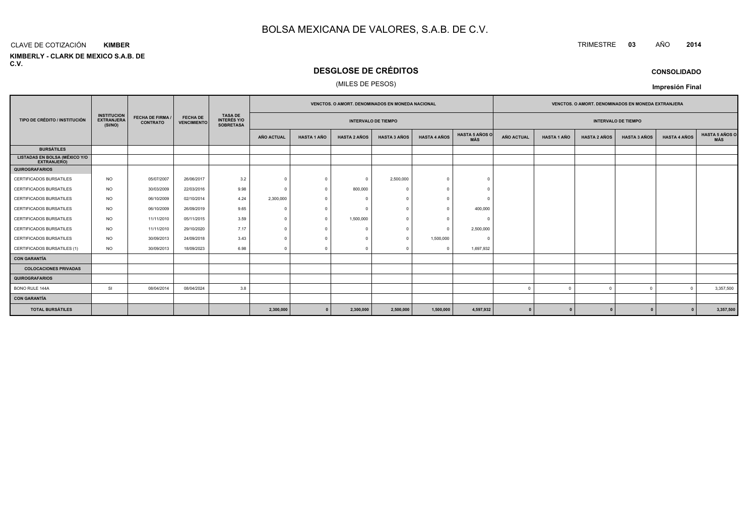# BOLSA MEXICANA DE VALORES, S.A.B. DE C.V.

CLAVE DE COTIZACIÓN **KIMBER**

TRIMESTRE **03** AÑO **2014**

**KIMBERLY - CLARK DE MEXICO S.A.B. DE C.V.**

## DESGLOSE DE CRÉDITOS

(MILES DE PESOS)

**CONSOLIDADO**

**Impresión Final**

| TIPO DE CRÉDITO / INSTITUCIÓN | INSTITUCION EXTRANJERA (SI/NO) | FECHA DE FIRMA / CONTRATO | FECHA DE VENCIMIENTO | TASA DE INTERÉS Y/O SOBRETASA | VENCTOS. O AMORT. DENOMINADOS EN MONEDA NACIONAL | | | | | | VENCTOS. O AMORT. DENOMINADOS EN MONEDA EXTRANJERA | | | | | |
|---|---|---|---|---|---|---|---|---|---|---|---|---|---|---|---|---|
| | | | | | INTERVALO DE TIEMPO | | | | | | INTERVALO DE TIEMPO | | | | | |
| | | | | | AÑO ACTUAL | HASTA 1 AÑO | HASTA 2 AÑOS | HASTA 3 AÑOS | HASTA 4 AÑOS | HASTA 5 AÑOS O MÁS | AÑO ACTUAL | HASTA 1 AÑO | HASTA 2 AÑOS | HASTA 3 AÑOS | HASTA 4 AÑOS | HASTA 5 AÑOS O MÁS |
| **BURSÁTILES** | | | | | | | | | | | | | | | | |
| **LISTADAS EN BOLSA (MÉXICO Y/O EXTRANJERO)** | | | | | | | | | | | | | | | | |
| **QUIROGRAFARIOS** | | | | | | | | | | | | | | | | |
| CERTIFICADOS BURSATILES | NO | 05/07/2007 | 26/06/2017 | 3.2 | 0 | 0 | 0 | 2,500,000 | 0 | 0 | | | | | | |
| CERTIFICADOS BURSATILES | NO | 30/03/2009 | 22/03/2016 | 9.98 | 0 | 0 | 800,000 | 0 | 0 | 0 | | | | | | |
| CERTIFICADOS BURSATILES | NO | 06/10/2009 | 02/10/2014 | 4.24 | 2,300,000 | 0 | 0 | 0 | 0 | 0 | | | | | | |
| CERTIFICADOS BURSATILES | NO | 06/10/2009 | 26/09/2019 | 9.65 | 0 | 0 | 0 | 0 | 0 | 400,000 | | | | | | |
| CERTIFICADOS BURSATILES | NO | 11/11/2010 | 05/11/2015 | 3.59 | 0 | 0 | 1,500,000 | 0 | 0 | 0 | | | | | | |
| CERTIFICADOS BURSATILES | NO | 11/11/2010 | 29/10/2020 | 7.17 | 0 | 0 | 0 | 0 | 0 | 2,500,000 | | | | | | |
| CERTIFICADOS BURSATILES | NO | 30/09/2013 | 24/09/2018 | 3.43 | 0 | 0 | 0 | 0 | 1,500,000 | 0 | | | | | | |
| CERTIFICADOS BURSATILES (1) | NO | 30/09/2013 | 18/09/2023 | 6.98 | 0 | 0 | 0 | 0 | 0 | 1,697,932 | | | | | | |
| **CON GARANTÍA** | | | | | | | | | | | | | | | | |
| **COLOCACIONES PRIVADAS** | | | | | | | | | | | | | | | | |
| **QUIROGRAFARIOS** | | | | | | | | | | | | | | | | |
| BONO RULE 144A | SI | 08/04/2014 | 08/04/2024 | 3.8 | | | | | | | 0 | 0 | 0 | 0 | 0 | 3,357,500 |
| **CON GARANTÍA** | | | | | | | | | | | | | | | | |
| **TOTAL BURSÁTILES** | | | | | **2,300,000** | **0** | **2,300,000** | **2,500,000** | **1,500,000** | **4,597,932** | **0** | **0** | **0** | **0** | **0** | **3,357,500** |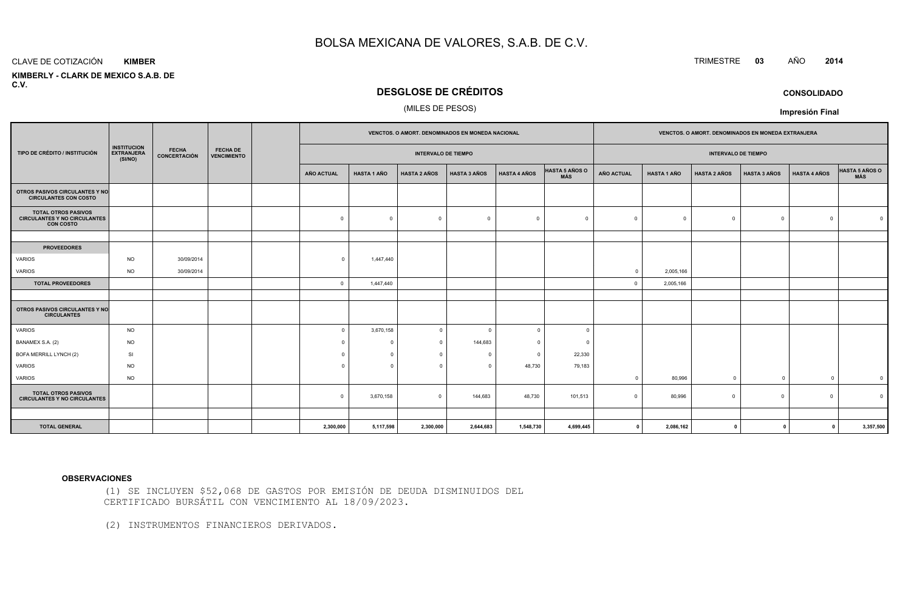# BOLSA MEXICANA DE VALORES, S.A.B. DE C.V.

CLAVE DE COTIZACIÓN **KIMBER**

TRIMESTRE **03** AÑO **2014**

**KIMBERLY - CLARK DE MEXICO S.A.B. DE C.V.**

## DESGLOSE DE CRÉDITOS

(MILES DE PESOS)

**CONSOLIDADO**

**Impresión Final**

| TIPO DE CRÉDITO / INSTITUCIÓN | INSTITUCION EXTRANJERA (SI/NO) | FECHA CONCERTACIÓN | FECHA DE VENCIMIENTO | | VENCTOS. O AMORT. DENOMINADOS EN MONEDA NACIONAL | | | | | | VENCTOS. O AMORT. DENOMINADOS EN MONEDA EXTRANJERA | | | | | |
|---|---|---|---|---|---|---|---|---|---|---|---|---|---|---|---|---|
| | | | | | INTERVALO DE TIEMPO | | | | | | INTERVALO DE TIEMPO | | | | | |
| | | | | | AÑO ACTUAL | HASTA 1 AÑO | HASTA 2 AÑOS | HASTA 3 AÑOS | HASTA 4 AÑOS | HASTA 5 AÑOS O MÁS | AÑO ACTUAL | HASTA 1 AÑO | HASTA 2 AÑOS | HASTA 3 AÑOS | HASTA 4 AÑOS | HASTA 5 AÑOS O MÁS |
| **OTROS PASIVOS CIRCULANTES Y NO CIRCULANTES CON COSTO** | | | | | | | | | | | | | | | | |
| **TOTAL OTROS PASIVOS CIRCULANTES Y NO CIRCULANTES CON COSTO** | | | | | 0 | 0 | 0 | 0 | 0 | 0 | 0 | 0 | 0 | 0 | 0 | 0 |
| | | | | | | | | | | | | | | | | |
| **PROVEEDORES** | | | | | | | | | | | | | | | | |
| VARIOS | NO | 30/09/2014 | | | 0 | 1,447,440 | | | | | | | | | | |
| VARIOS | NO | 30/09/2014 | | | | | | | | | 0 | 2,005,166 | | | | |
| **TOTAL PROVEEDORES** | | | | | 0 | 1,447,440 | | | | | 0 | 2,005,166 | | | | |
| | | | | | | | | | | | | | | | | |
| **OTROS PASIVOS CIRCULANTES Y NO CIRCULANTES** | | | | | | | | | | | | | | | | |
| VARIOS | NO | | | | 0 | 3,670,158 | 0 | 0 | 0 | 0 | | | | | | |
| BANAMEX S.A. (2) | NO | | | | 0 | 0 | 0 | 144,683 | 0 | 0 | | | | | | |
| BOFA MERRILL LYNCH (2) | SI | | | | 0 | 0 | 0 | 0 | 0 | 22,330 | | | | | | |
| VARIOS | NO | | | | 0 | 0 | 0 | 0 | 48,730 | 79,183 | | | | | | |
| VARIOS | NO | | | | | | | | | | 0 | 80,996 | 0 | 0 | 0 | 0 |
| **TOTAL OTROS PASIVOS CIRCULANTES Y NO CIRCULANTES** | | | | | 0 | 3,670,158 | 0 | 144,683 | 48,730 | 101,513 | 0 | 80,996 | 0 | 0 | 0 | 0 |
| | | | | | | | | | | | | | | | | |
| **TOTAL GENERAL** | | | | | **2,300,000** | **5,117,598** | **2,300,000** | **2,644,683** | **1,548,730** | **4,699,445** | **0** | **2,086,162** | **0** | **0** | **0** | **3,357,500** |

**OBSERVACIONES**

(1) SE INCLUYEN $52,068 DE GASTOS POR EMISIÓN DE DEUDA DISMINUIDOS DEL CERTIFICADO BURSÁTIL CON VENCIMIENTO AL 18/09/2023.

(2) INSTRUMENTOS FINANCIEROS DERIVADOS.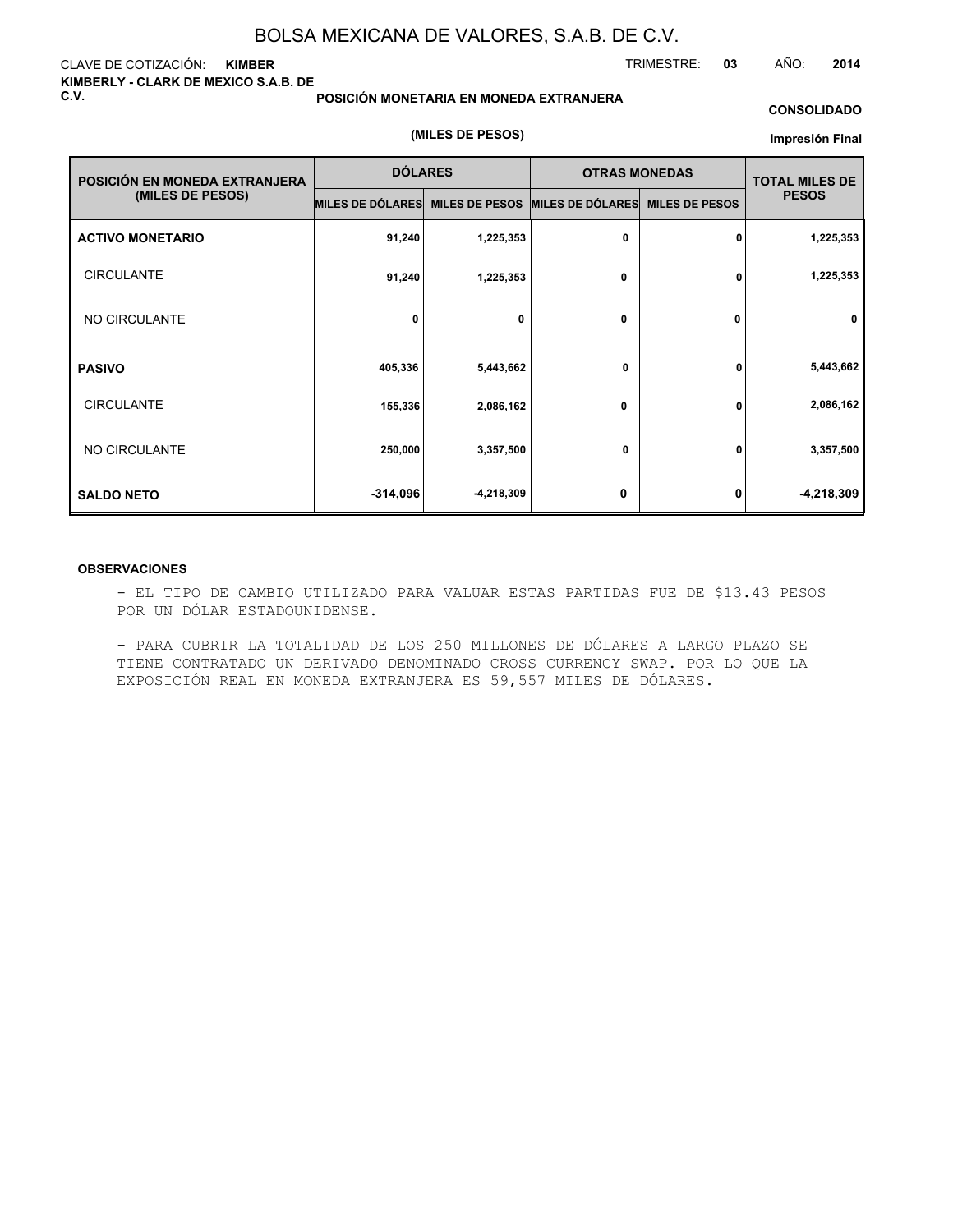# BOLSA MEXICANA DE VALORES, S.A.B. DE C.V.

CLAVE DE COTIZACIÓN: **KIMBER**

TRIMESTRE: **03** AÑO: **2014**

**KIMBERLY - CLARK DE MEXICO S.A.B. DE C.V.**

**POSICIÓN MONETARIA EN MONEDA EXTRANJERA**

**CONSOLIDADO**

**(MILES DE PESOS)**

**Impresión Final**

| POSICIÓN EN MONEDA EXTRANJERA (MILES DE PESOS) | DÓLARES | | OTRAS MONEDAS | | TOTAL MILES DE PESOS |
|---|---|---|---|---|---|
| | MILES DE DÓLARES | MILES DE PESOS | MILES DE DÓLARES | MILES DE PESOS | |
| **ACTIVO MONETARIO** | 91,240 | 1,225,353 | 0 | 0 | 1,225,353 |
| CIRCULANTE | 91,240 | 1,225,353 | 0 | 0 | 1,225,353 |
| NO CIRCULANTE | 0 | 0 | 0 | 0 | 0 |
| **PASIVO** | 405,336 | 5,443,662 | 0 | 0 | 5,443,662 |
| CIRCULANTE | 155,336 | 2,086,162 | 0 | 0 | 2,086,162 |
| NO CIRCULANTE | 250,000 | 3,357,500 | 0 | 0 | 3,357,500 |
| **SALDO NETO** | -314,096 | -4,218,309 | 0 | 0 | -4,218,309 |

**OBSERVACIONES**

- EL TIPO DE CAMBIO UTILIZADO PARA VALUAR ESTAS PARTIDAS FUE DE $13.43 PESOS POR UN DÓLAR ESTADOUNIDENSE.

- PARA CUBRIR LA TOTALIDAD DE LOS 250 MILLONES DE DÓLARES A LARGO PLAZO SE TIENE CONTRATADO UN DERIVADO DENOMINADO CROSS CURRENCY SWAP. POR LO QUE LA EXPOSICIÓN REAL EN MONEDA EXTRANJERA ES 59,557 MILES DE DÓLARES.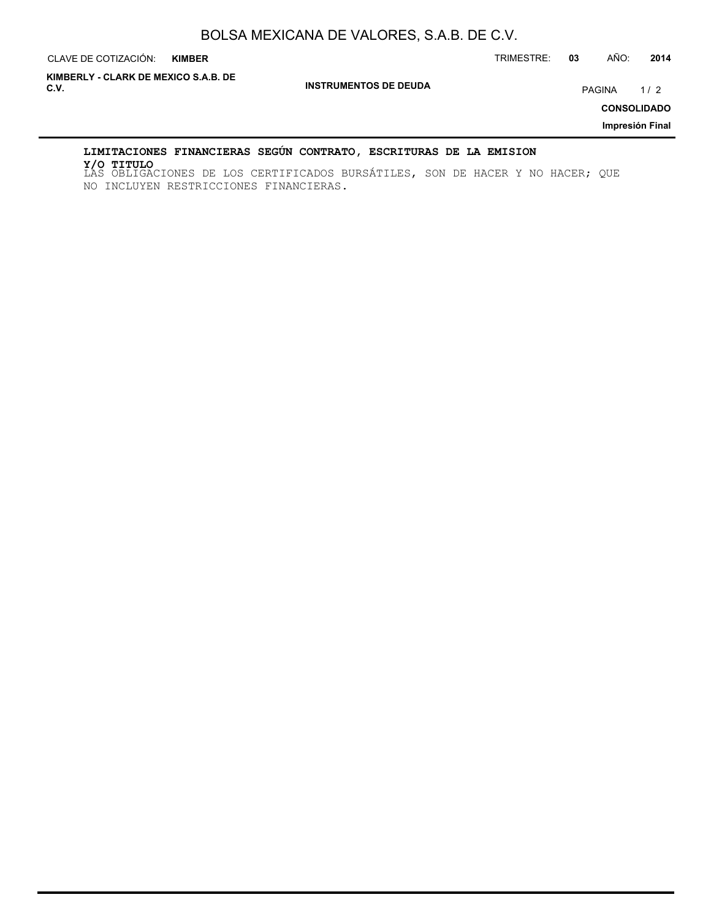**LIMITACIONES FINANCIERAS SEGÚN CONTRATO, ESCRITURAS DE LA EMISION Y/O TITULO**

LAS OBLIGACIONES DE LOS CERTIFICADOS BURSÁTILES, SON DE HACER Y NO HACER; QUE NO INCLUYEN RESTRICCIONES FINANCIERAS.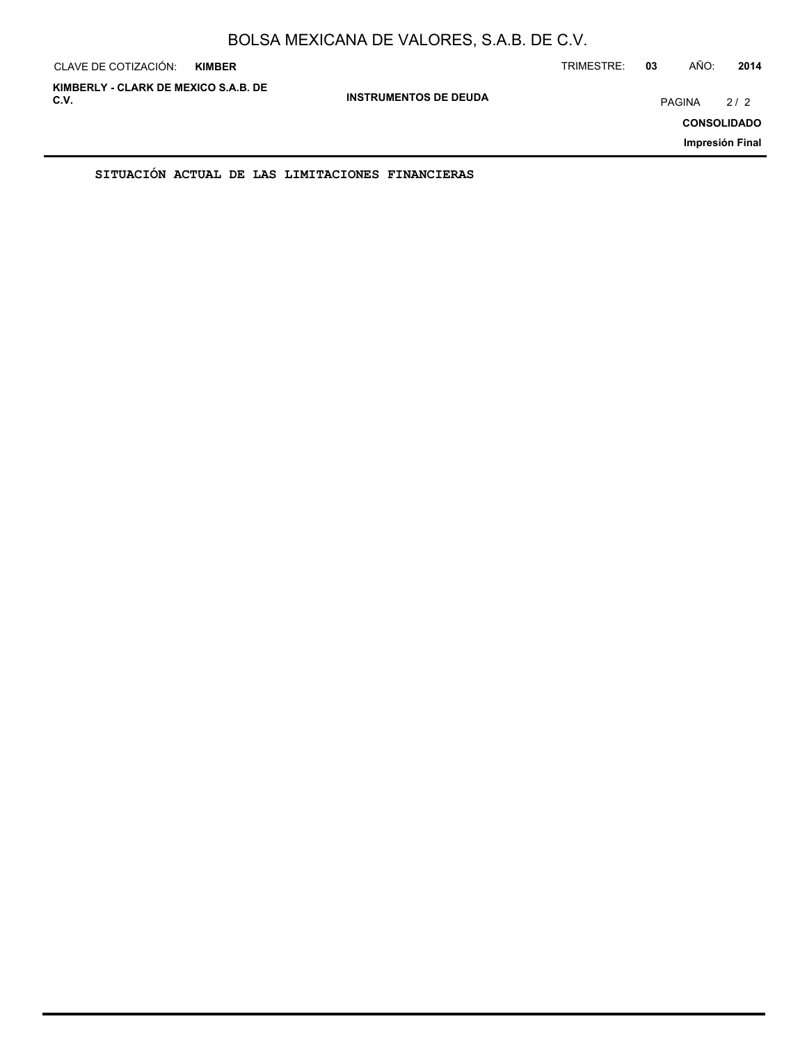## SITUACIÓN ACTUAL DE LAS LIMITACIONES FINANCIERAS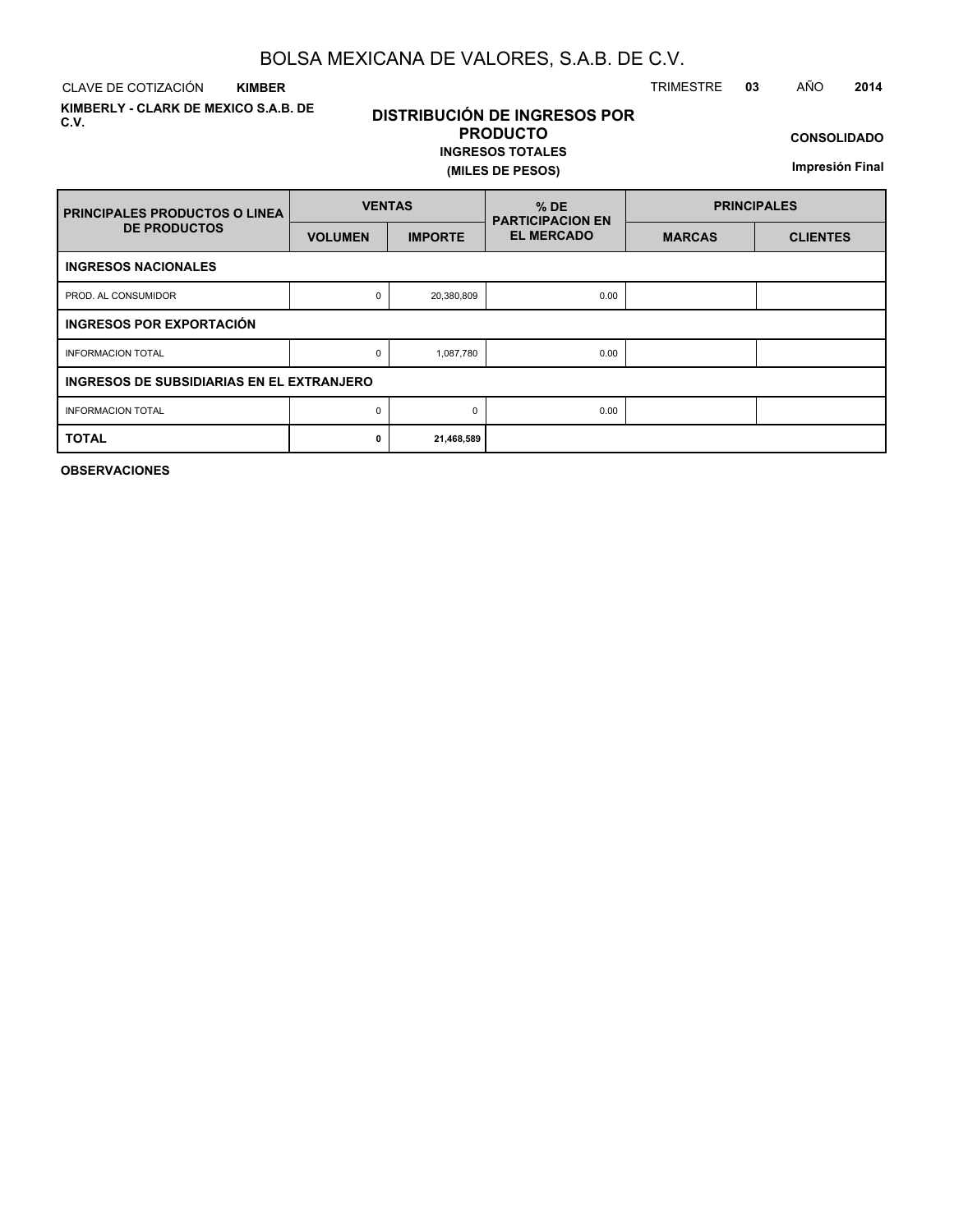# BOLSA MEXICANA DE VALORES, S.A.B. DE C.V.

CLAVE DE COTIZACIÓN **KIMBER**

TRIMESTRE **03** AÑO **2014**

**KIMBERLY - CLARK DE MEXICO S.A.B. DE C.V.**

## DISTRIBUCIÓN DE INGRESOS POR PRODUCTO

**INGRESOS TOTALES**

**(MILES DE PESOS)**

**CONSOLIDADO**

**Impresión Final**

| PRINCIPALES PRODUCTOS O LINEA DE PRODUCTOS | VENTAS | | % DE PARTICIPACION EN EL MERCADO | PRINCIPALES | |
|---|---|---|---|---|---|
| | VOLUMEN | IMPORTE | | MARCAS | CLIENTES |
| **INGRESOS NACIONALES** | | | | | |
| PROD. AL CONSUMIDOR | 0 | 20,380,809 | 0.00 | | |
| **INGRESOS POR EXPORTACIÓN** | | | | | |
| INFORMACION TOTAL | 0 | 1,087,780 | 0.00 | | |
| **INGRESOS DE SUBSIDIARIAS EN EL EXTRANJERO** | | | | | |
| INFORMACION TOTAL | 0 | 0 | 0.00 | | |
| **TOTAL** | **0** | **21,468,589** | | | |

**OBSERVACIONES**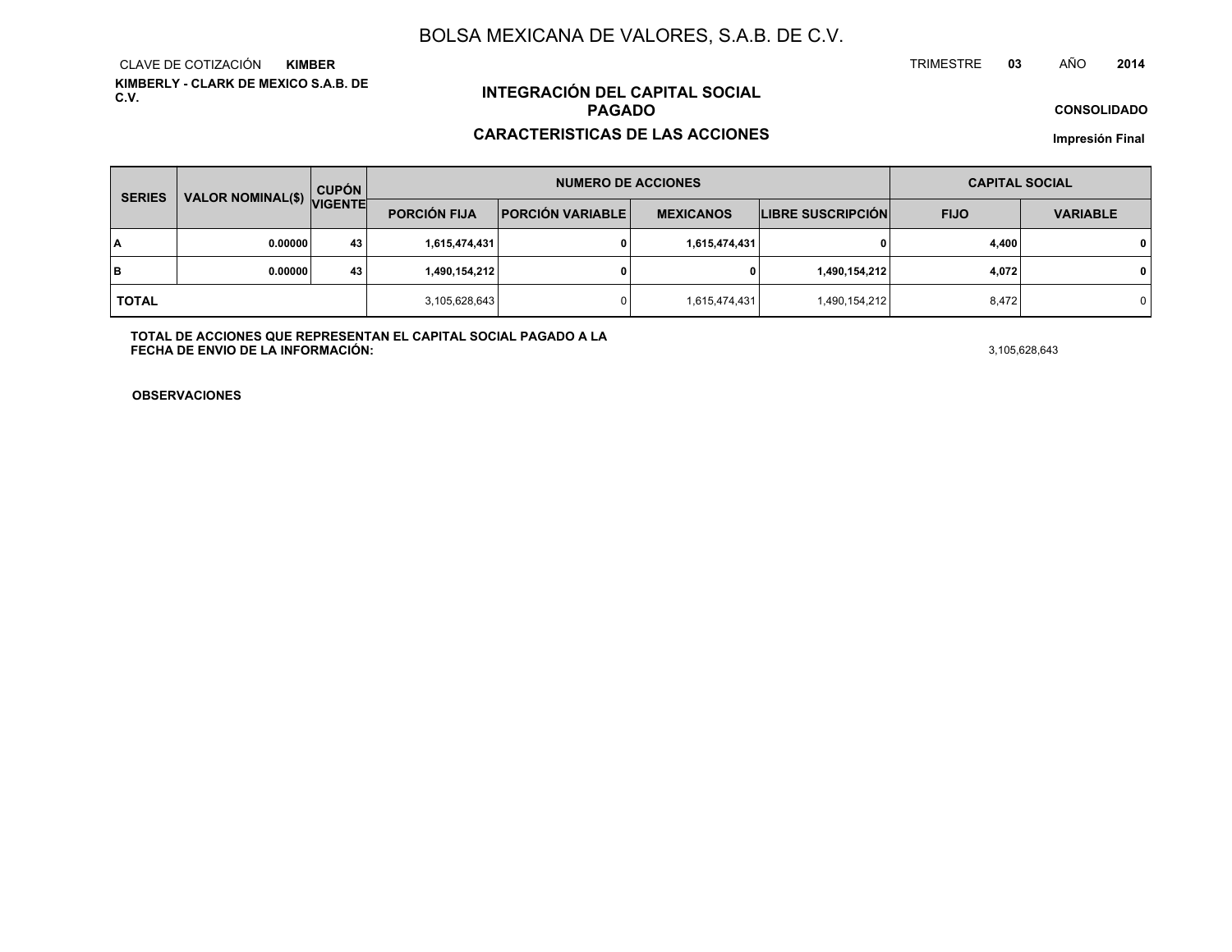# BOLSA MEXICANA DE VALORES, S.A.B. DE C.V.

CLAVE DE COTIZACIÓN **KIMBER**

TRIMESTRE **03** AÑO **2014**

**KIMBERLY - CLARK DE MEXICO S.A.B. DE C.V.**

## INTEGRACIÓN DEL CAPITAL SOCIAL PAGADO

## CARACTERISTICAS DE LAS ACCIONES

**CONSOLIDADO**

**Impresión Final**

| SERIES | VALOR NOMINAL($) | CUPÓN VIGENTE | NUMERO DE ACCIONES | | | | CAPITAL SOCIAL | |
|---|---|---|---|---|---|---|---|---|
| | | | PORCIÓN FIJA | PORCIÓN VARIABLE | MEXICANOS | LIBRE SUSCRIPCIÓN | FIJO | VARIABLE |
| **A** | **0.00000** | **43** | **1,615,474,431** | **0** | **1,615,474,431** | **0** | **4,400** | **0** |
| **B** | **0.00000** | **43** | **1,490,154,212** | **0** | **0** | **1,490,154,212** | **4,072** | **0** |
| **TOTAL** | | | 3,105,628,643 | 0 | 1,615,474,431 | 1,490,154,212 | 8,472 | 0 |

**TOTAL DE ACCIONES QUE REPRESENTAN EL CAPITAL SOCIAL PAGADO A LA FECHA DE ENVIO DE LA INFORMACIÓN:** 3,105,628,643

**OBSERVACIONES**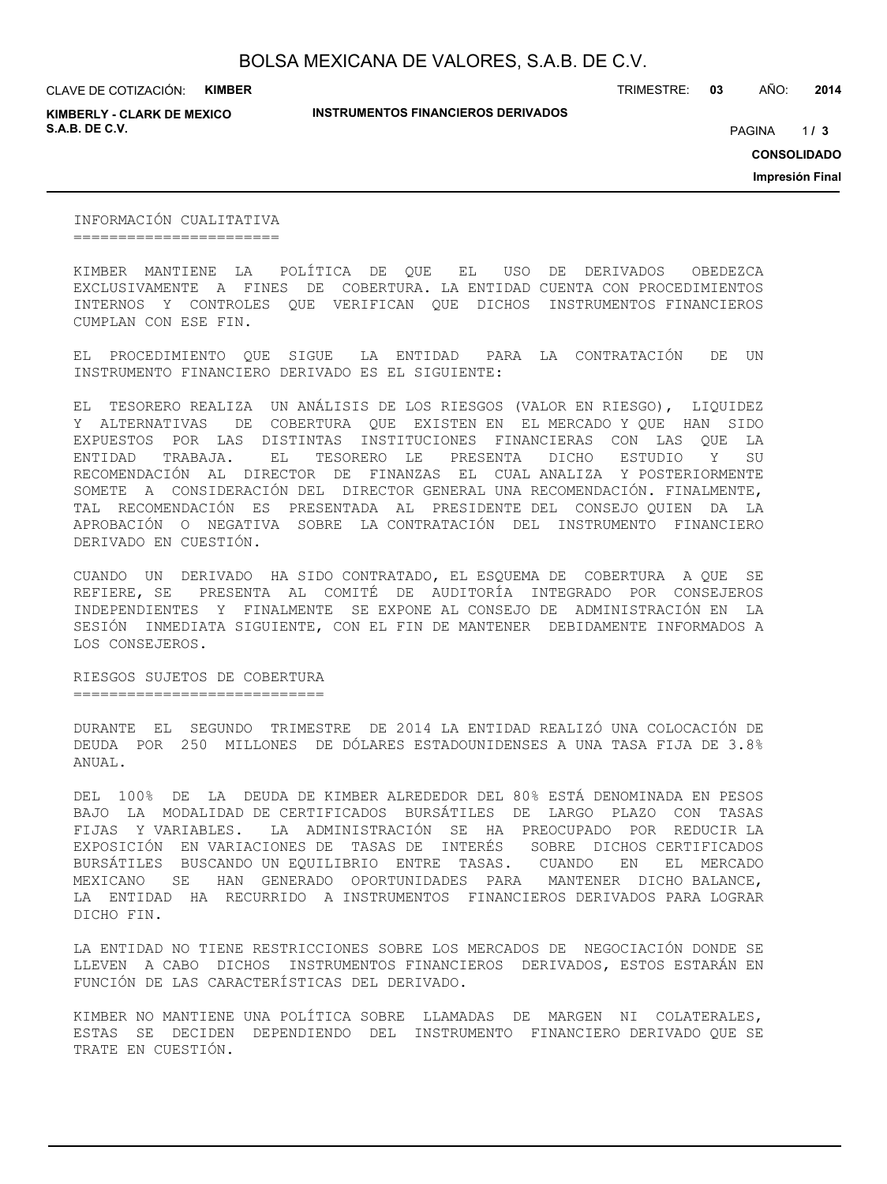## INFORMACIÓN CUALITATIVA

KIMBER MANTIENE LA POLÍTICA DE QUE EL USO DE DERIVADOS OBEDEZCA EXCLUSIVAMENTE A FINES DE COBERTURA. LA ENTIDAD CUENTA CON PROCEDIMIENTOS INTERNOS Y CONTROLES QUE VERIFICAN QUE DICHOS INSTRUMENTOS FINANCIEROS CUMPLAN CON ESE FIN.

EL PROCEDIMIENTO QUE SIGUE LA ENTIDAD PARA LA CONTRATACIÓN DE UN INSTRUMENTO FINANCIERO DERIVADO ES EL SIGUIENTE:

EL TESORERO REALIZA UN ANÁLISIS DE LOS RIESGOS (VALOR EN RIESGO), LIQUIDEZ Y ALTERNATIVAS DE COBERTURA QUE EXISTEN EN EL MERCADO Y QUE HAN SIDO EXPUESTOS POR LAS DISTINTAS INSTITUCIONES FINANCIERAS CON LAS QUE LA ENTIDAD TRABAJA. EL TESORERO LE PRESENTA DICHO ESTUDIO Y SU RECOMENDACIÓN AL DIRECTOR DE FINANZAS EL CUAL ANALIZA Y POSTERIORMENTE SOMETE A CONSIDERACIÓN DEL DIRECTOR GENERAL UNA RECOMENDACIÓN. FINALMENTE, TAL RECOMENDACIÓN ES PRESENTADA AL PRESIDENTE DEL CONSEJO QUIEN DA LA APROBACIÓN O NEGATIVA SOBRE LA CONTRATACIÓN DEL INSTRUMENTO FINANCIERO DERIVADO EN CUESTIÓN.

CUANDO UN DERIVADO HA SIDO CONTRATADO, EL ESQUEMA DE COBERTURA A QUE SE REFIERE, SE PRESENTA AL COMITÉ DE AUDITORÍA INTEGRADO POR CONSEJEROS INDEPENDIENTES Y FINALMENTE SE EXPONE AL CONSEJO DE ADMINISTRACIÓN EN LA SESIÓN INMEDIATA SIGUIENTE, CON EL FIN DE MANTENER DEBIDAMENTE INFORMADOS A LOS CONSEJEROS.

## RIESGOS SUJETOS DE COBERTURA

DURANTE EL SEGUNDO TRIMESTRE DE 2014 LA ENTIDAD REALIZÓ UNA COLOCACIÓN DE DEUDA POR 250 MILLONES DE DÓLARES ESTADOUNIDENSES A UNA TASA FIJA DE 3.8% ANUAL.

DEL 100% DE LA DEUDA DE KIMBER ALREDEDOR DEL 80% ESTÁ DENOMINADA EN PESOS BAJO LA MODALIDAD DE CERTIFICADOS BURSÁTILES DE LARGO PLAZO CON TASAS FIJAS Y VARIABLES. LA ADMINISTRACIÓN SE HA PREOCUPADO POR REDUCIR LA EXPOSICIÓN EN VARIACIONES DE TASAS DE INTERÉS SOBRE DICHOS CERTIFICADOS BURSÁTILES BUSCANDO UN EQUILIBRIO ENTRE TASAS. CUANDO EN EL MERCADO MEXICANO SE HAN GENERADO OPORTUNIDADES PARA MANTENER DICHO BALANCE, LA ENTIDAD HA RECURRIDO A INSTRUMENTOS FINANCIEROS DERIVADOS PARA LOGRAR DICHO FIN.

LA ENTIDAD NO TIENE RESTRICCIONES SOBRE LOS MERCADOS DE NEGOCIACIÓN DONDE SE LLEVEN A CABO DICHOS INSTRUMENTOS FINANCIEROS DERIVADOS, ESTOS ESTARÁN EN FUNCIÓN DE LAS CARACTERÍSTICAS DEL DERIVADO.

KIMBER NO MANTIENE UNA POLÍTICA SOBRE LLAMADAS DE MARGEN NI COLATERALES, ESTAS SE DECIDEN DEPENDIENDO DEL INSTRUMENTO FINANCIERO DERIVADO QUE SE TRATE EN CUESTIÓN.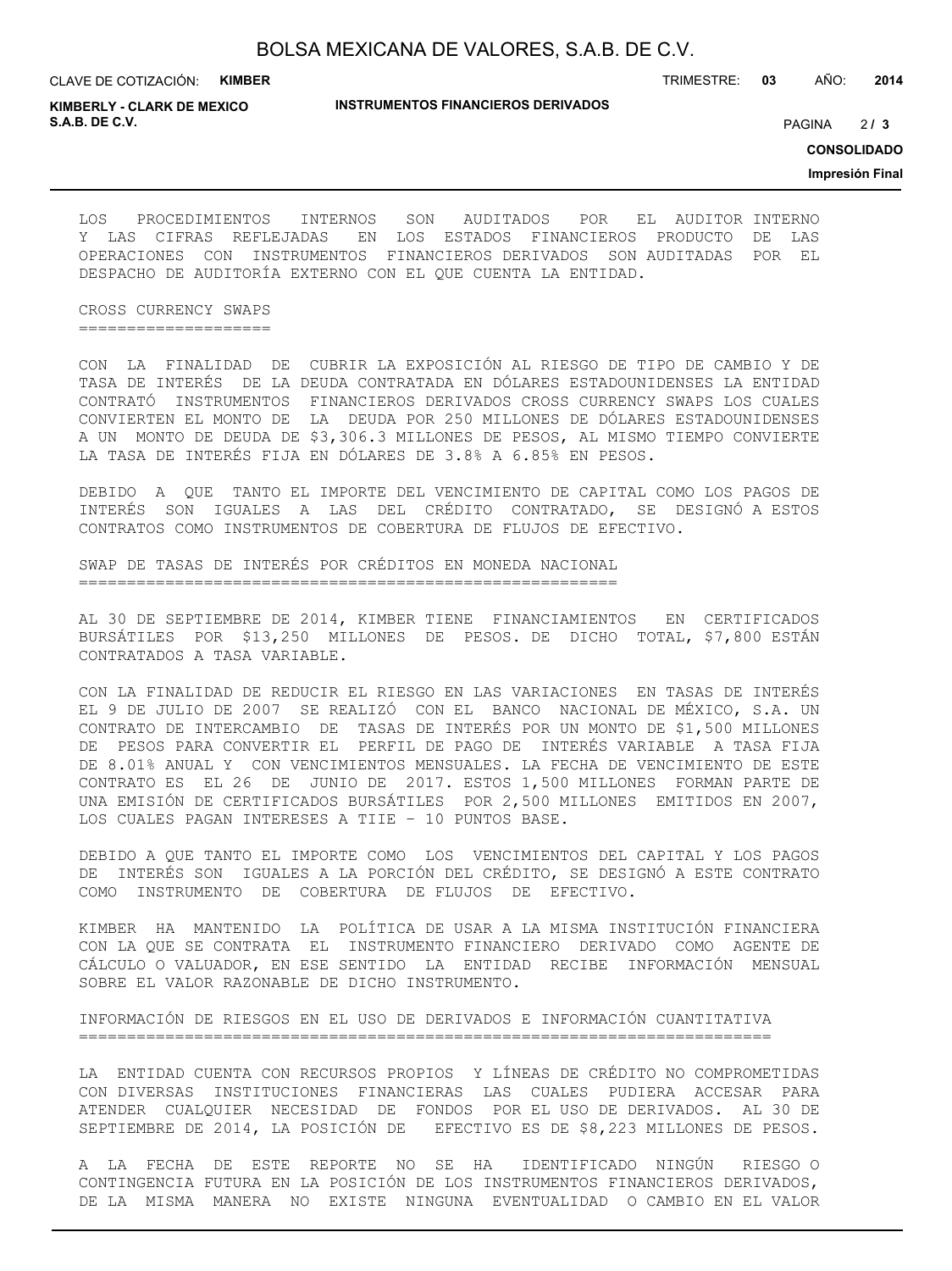LOS PROCEDIMIENTOS INTERNOS SON AUDITADOS POR EL AUDITOR INTERNO Y LAS CIFRAS REFLEJADAS EN LOS ESTADOS FINANCIEROS PRODUCTO DE LAS OPERACIONES CON INSTRUMENTOS FINANCIEROS DERIVADOS SON AUDITADAS POR EL DESPACHO DE AUDITORÍA EXTERNO CON EL QUE CUENTA LA ENTIDAD.

## CROSS CURRENCY SWAPS

CON LA FINALIDAD DE CUBRIR LA EXPOSICIÓN AL RIESGO DE TIPO DE CAMBIO Y DE TASA DE INTERÉS DE LA DEUDA CONTRATADA EN DÓLARES ESTADOUNIDENSES LA ENTIDAD CONTRATÓ INSTRUMENTOS FINANCIEROS DERIVADOS CROSS CURRENCY SWAPS LOS CUALES CONVIERTEN EL MONTO DE LA DEUDA POR 250 MILLONES DE DÓLARES ESTADOUNIDENSES A UN MONTO DE DEUDA DE $3,306.3 MILLONES DE PESOS, AL MISMO TIEMPO CONVIERTE LA TASA DE INTERÉS FIJA EN DÓLARES DE 3.8% A 6.85% EN PESOS.

DEBIDO A QUE TANTO EL IMPORTE DEL VENCIMIENTO DE CAPITAL COMO LOS PAGOS DE INTERÉS SON IGUALES A LAS DEL CRÉDITO CONTRATADO, SE DESIGNÓ A ESTOS CONTRATOS COMO INSTRUMENTOS DE COBERTURA DE FLUJOS DE EFECTIVO.

## SWAP DE TASAS DE INTERÉS POR CRÉDITOS EN MONEDA NACIONAL

AL 30 DE SEPTIEMBRE DE 2014, KIMBER TIENE FINANCIAMIENTOS EN CERTIFICADOS BURSÁTILES POR $13,250 MILLONES DE PESOS. DE DICHO TOTAL, $7,800 ESTÁN CONTRATADOS A TASA VARIABLE.

CON LA FINALIDAD DE REDUCIR EL RIESGO EN LAS VARIACIONES EN TASAS DE INTERÉS EL 9 DE JULIO DE 2007 SE REALIZÓ CON EL BANCO NACIONAL DE MÉXICO, S.A. UN CONTRATO DE INTERCAMBIO DE TASAS DE INTERÉS POR UN MONTO DE $1,500 MILLONES DE PESOS PARA CONVERTIR EL PERFIL DE PAGO DE INTERÉS VARIABLE A TASA FIJA DE 8.01% ANUAL Y CON VENCIMIENTOS MENSUALES. LA FECHA DE VENCIMIENTO DE ESTE CONTRATO ES EL 26 DE JUNIO DE 2017. ESTOS 1,500 MILLONES FORMAN PARTE DE UNA EMISIÓN DE CERTIFICADOS BURSÁTILES POR 2,500 MILLONES EMITIDOS EN 2007, LOS CUALES PAGAN INTERESES A TIIE - 10 PUNTOS BASE.

DEBIDO A QUE TANTO EL IMPORTE COMO LOS VENCIMIENTOS DEL CAPITAL Y LOS PAGOS DE INTERÉS SON IGUALES A LA PORCIÓN DEL CRÉDITO, SE DESIGNÓ A ESTE CONTRATO COMO INSTRUMENTO DE COBERTURA DE FLUJOS DE EFECTIVO.

KIMBER HA MANTENIDO LA POLÍTICA DE USAR A LA MISMA INSTITUCIÓN FINANCIERA CON LA QUE SE CONTRATA EL INSTRUMENTO FINANCIERO DERIVADO COMO AGENTE DE CÁLCULO O VALUADOR, EN ESE SENTIDO LA ENTIDAD RECIBE INFORMACIÓN MENSUAL SOBRE EL VALOR RAZONABLE DE DICHO INSTRUMENTO.

## INFORMACIÓN DE RIESGOS EN EL USO DE DERIVADOS E INFORMACIÓN CUANTITATIVA

LA ENTIDAD CUENTA CON RECURSOS PROPIOS Y LÍNEAS DE CRÉDITO NO COMPROMETIDAS CON DIVERSAS INSTITUCIONES FINANCIERAS LAS CUALES PUDIERA ACCESAR PARA ATENDER CUALQUIER NECESIDAD DE FONDOS POR EL USO DE DERIVADOS. AL 30 DE SEPTIEMBRE DE 2014, LA POSICIÓN DE EFECTIVO ES DE $8,223 MILLONES DE PESOS.

A LA FECHA DE ESTE REPORTE NO SE HA IDENTIFICADO NINGÚN RIESGO O CONTINGENCIA FUTURA EN LA POSICIÓN DE LOS INSTRUMENTOS FINANCIEROS DERIVADOS, DE LA MISMA MANERA NO EXISTE NINGUNA EVENTUALIDAD O CAMBIO EN EL VALOR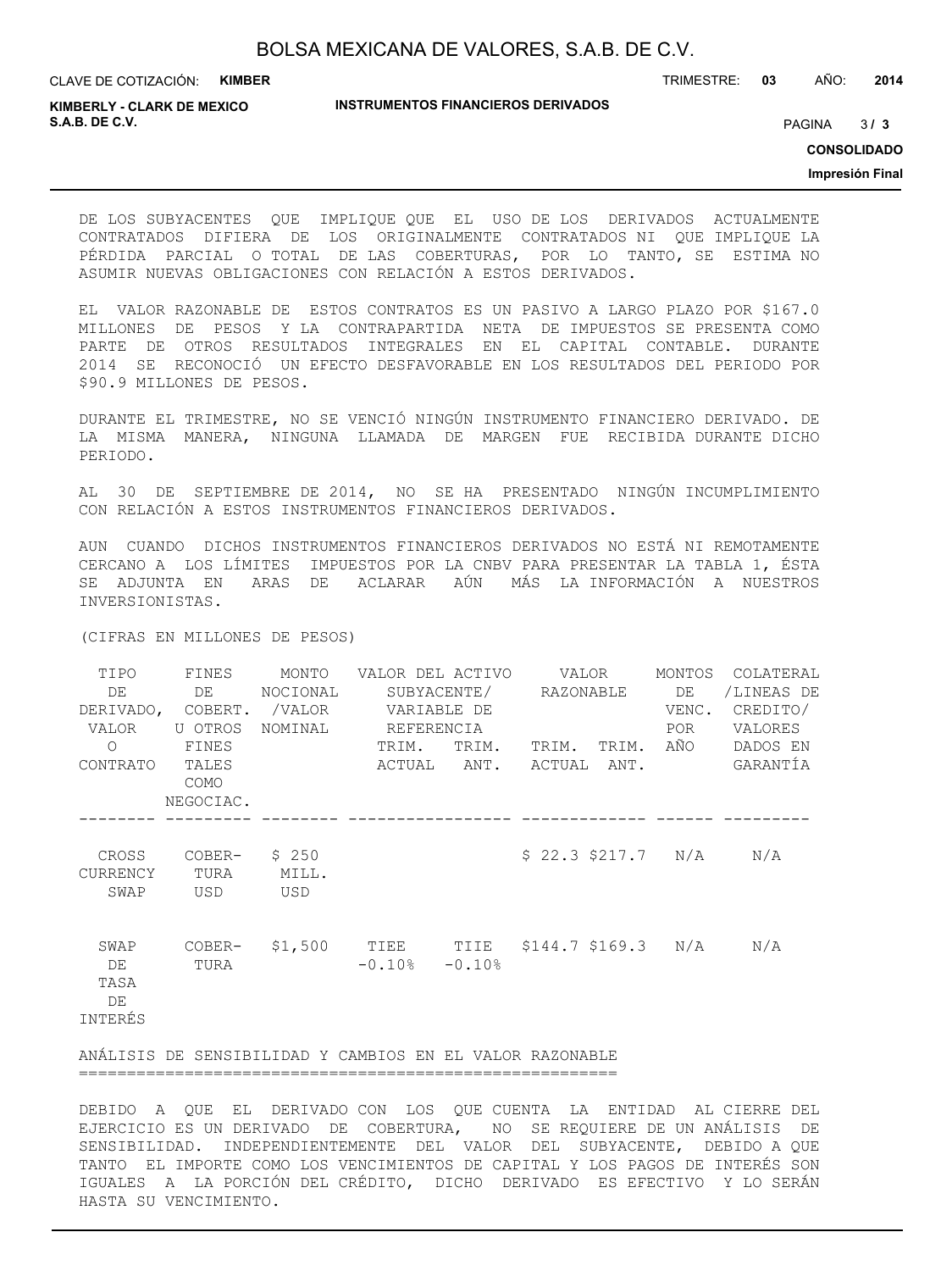DE LOS SUBYACENTES QUE IMPLIQUE QUE EL USO DE LOS DERIVADOS ACTUALMENTE CONTRATADOS DIFIERA DE LOS ORIGINALMENTE CONTRATADOS NI QUE IMPLIQUE LA PÉRDIDA PARCIAL O TOTAL DE LAS COBERTURAS, POR LO TANTO, SE ESTIMA NO ASUMIR NUEVAS OBLIGACIONES CON RELACIÓN A ESTOS DERIVADOS.

EL VALOR RAZONABLE DE ESTOS CONTRATOS ES UN PASIVO A LARGO PLAZO POR $167.0 MILLONES DE PESOS Y LA CONTRAPARTIDA NETA DE IMPUESTOS SE PRESENTA COMO PARTE DE OTROS RESULTADOS INTEGRALES EN EL CAPITAL CONTABLE. DURANTE 2014 SE RECONOCIÓ UN EFECTO DESFAVORABLE EN LOS RESULTADOS DEL PERIODO POR $90.9 MILLONES DE PESOS.

DURANTE EL TRIMESTRE, NO SE VENCIÓ NINGÚN INSTRUMENTO FINANCIERO DERIVADO. DE LA MISMA MANERA, NINGUNA LLAMADA DE MARGEN FUE RECIBIDA DURANTE DICHO PERIODO.

AL 30 DE SEPTIEMBRE DE 2014, NO SE HA PRESENTADO NINGÚN INCUMPLIMIENTO CON RELACIÓN A ESTOS INSTRUMENTOS FINANCIEROS DERIVADOS.

AUN CUANDO DICHOS INSTRUMENTOS FINANCIEROS DERIVADOS NO ESTÁ NI REMOTAMENTE CERCANO A LOS LÍMITES IMPUESTOS POR LA CNBV PARA PRESENTAR LA TABLA 1, ÉSTA SE ADJUNTA EN ARAS DE ACLARAR AÚN MÁS LA INFORMACIÓN A NUESTROS INVERSIONISTAS.

(CIFRAS EN MILLONES DE PESOS)

| TIPO DE DERIVADO, VALOR O CONTRATO | FINES DE COBERT. U OTROS FINES TALES COMO NEGOCIAC. | MONTO NOCIONAL /VALOR NOMINAL | VALOR DEL ACTIVO SUBYACENTE/ VARIABLE DE REFERENCIA | | VALOR RAZONABLE | | MONTOS DE VENC. POR AÑO | COLATERAL /LINEAS DE CREDITO/ VALORES DADOS EN GARANTÍA |
|---|---|---|---|---|---|---|---|---|
| | | | TRIM. ACTUAL | TRIM. ANT. | TRIM. ACTUAL | TRIM. ANT. | | |
| CROSS CURRENCY SWAP | COBER-TURA USD | $ 250 MILL. USD | | | $ 22.3 | $217.7 | N/A | N/A |
| SWAP DE TASA DE INTERÉS | COBER-TURA | $1,500 | TIEE -0.10% | TIIE -0.10% | $144.7 | $169.3 | N/A | N/A |

## ANÁLISIS DE SENSIBILIDAD Y CAMBIOS EN EL VALOR RAZONABLE

DEBIDO A QUE EL DERIVADO CON LOS QUE CUENTA LA ENTIDAD AL CIERRE DEL EJERCICIO ES UN DERIVADO DE COBERTURA, NO SE REQUIERE DE UN ANÁLISIS DE SENSIBILIDAD. INDEPENDIENTEMENTE DEL VALOR DEL SUBYACENTE, DEBIDO A QUE TANTO EL IMPORTE COMO LOS VENCIMIENTOS DE CAPITAL Y LOS PAGOS DE INTERÉS SON IGUALES A LA PORCIÓN DEL CRÉDITO, DICHO DERIVADO ES EFECTIVO Y LO SERÁN HASTA SU VENCIMIENTO.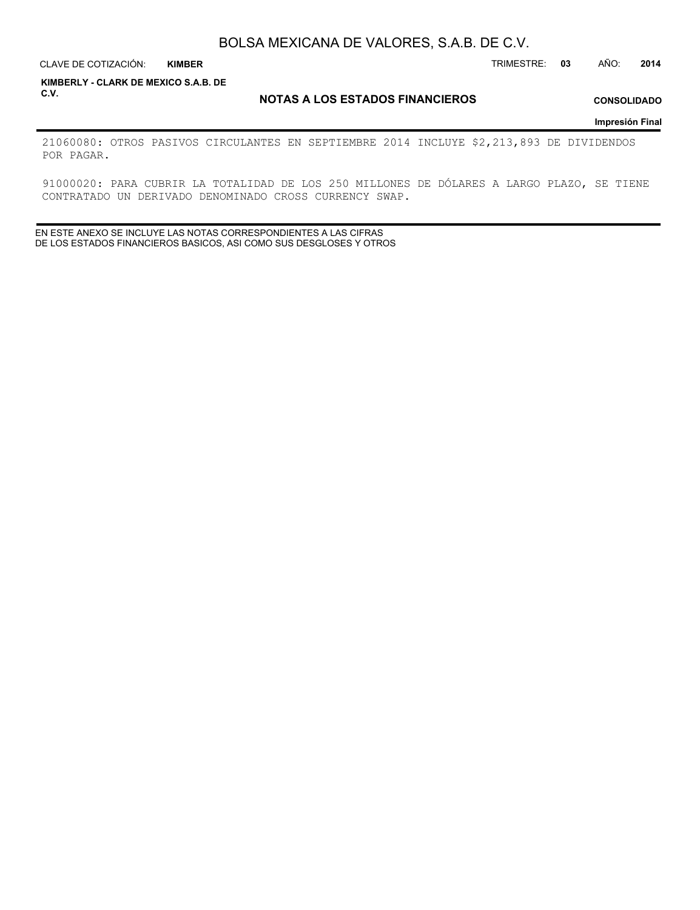## NOTAS A LOS ESTADOS FINANCIEROS

21060080: OTROS PASIVOS CIRCULANTES EN SEPTIEMBRE 2014 INCLUYE $2,213,893 DE DIVIDENDOS POR PAGAR.

91000020: PARA CUBRIR LA TOTALIDAD DE LOS 250 MILLONES DE DÓLARES A LARGO PLAZO, SE TIENE CONTRATADO UN DERIVADO DENOMINADO CROSS CURRENCY SWAP.

EN ESTE ANEXO SE INCLUYE LAS NOTAS CORRESPONDIENTES A LAS CIFRAS DE LOS ESTADOS FINANCIEROS BASICOS, ASI COMO SUS DESGLOSES Y OTROS